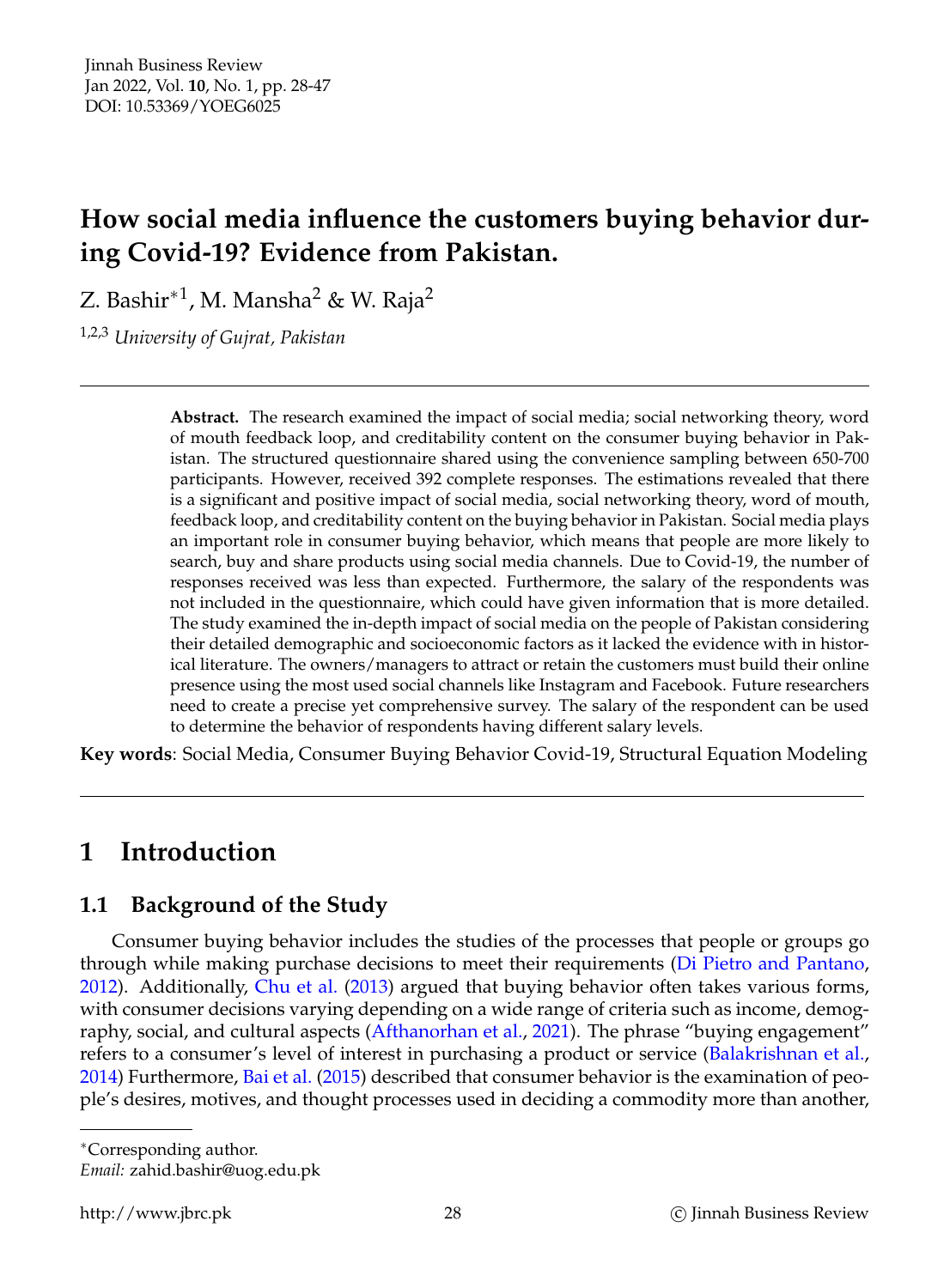# How social media influence the customers buying behavior during Covid-19? Evidence from Pakistan.

Z. Bashir*[1], M. Mansha[2] & W. Raja[2]

[1,2,3] *University of Gujrat, Pakistan*

---

**Abstract.** The research examined the impact of social media; social networking theory, word of mouth feedback loop, and creditability content on the consumer buying behavior in Pakistan. The structured questionnaire shared using the convenience sampling between 650-700 participants. However, received 392 complete responses. The estimations revealed that there is a significant and positive impact of social media, social networking theory, word of mouth, feedback loop, and creditability content on the buying behavior in Pakistan. Social media plays an important role in consumer buying behavior, which means that people are more likely to search, buy and share products using social media channels. Due to Covid-19, the number of responses received was less than expected. Furthermore, the salary of the respondents was not included in the questionnaire, which could have given information that is more detailed. The study examined the in-depth impact of social media on the people of Pakistan considering their detailed demographic and socioeconomic factors as it lacked the evidence with in historical literature. The owners/managers to attract or retain the customers must build their online presence using the most used social channels like Instagram and Facebook. Future researchers need to create a precise yet comprehensive survey. The salary of the respondent can be used to determine the behavior of respondents having different salary levels.

**Key words**: Social Media, Consumer Buying Behavior Covid-19, Structural Equation Modeling

---

## 1 Introduction

### 1.1 Background of the Study

Consumer buying behavior includes the studies of the processes that people or groups go through while making purchase decisions to meet their requirements (Di Pietro and Pantano, 2012). Additionally, Chu et al. (2013) argued that buying behavior often takes various forms, with consumer decisions varying depending on a wide range of criteria such as income, demography, social, and cultural aspects (Afthanorhan et al., 2021). The phrase "buying engagement" refers to a consumer's level of interest in purchasing a product or service (Balakrishnan et al., 2014) Furthermore, Bai et al. (2015) described that consumer behavior is the examination of people's desires, motives, and thought processes used in deciding a commodity more than another,

---

*Corresponding author.
*Email:* zahid.bashir@uog.edu.pk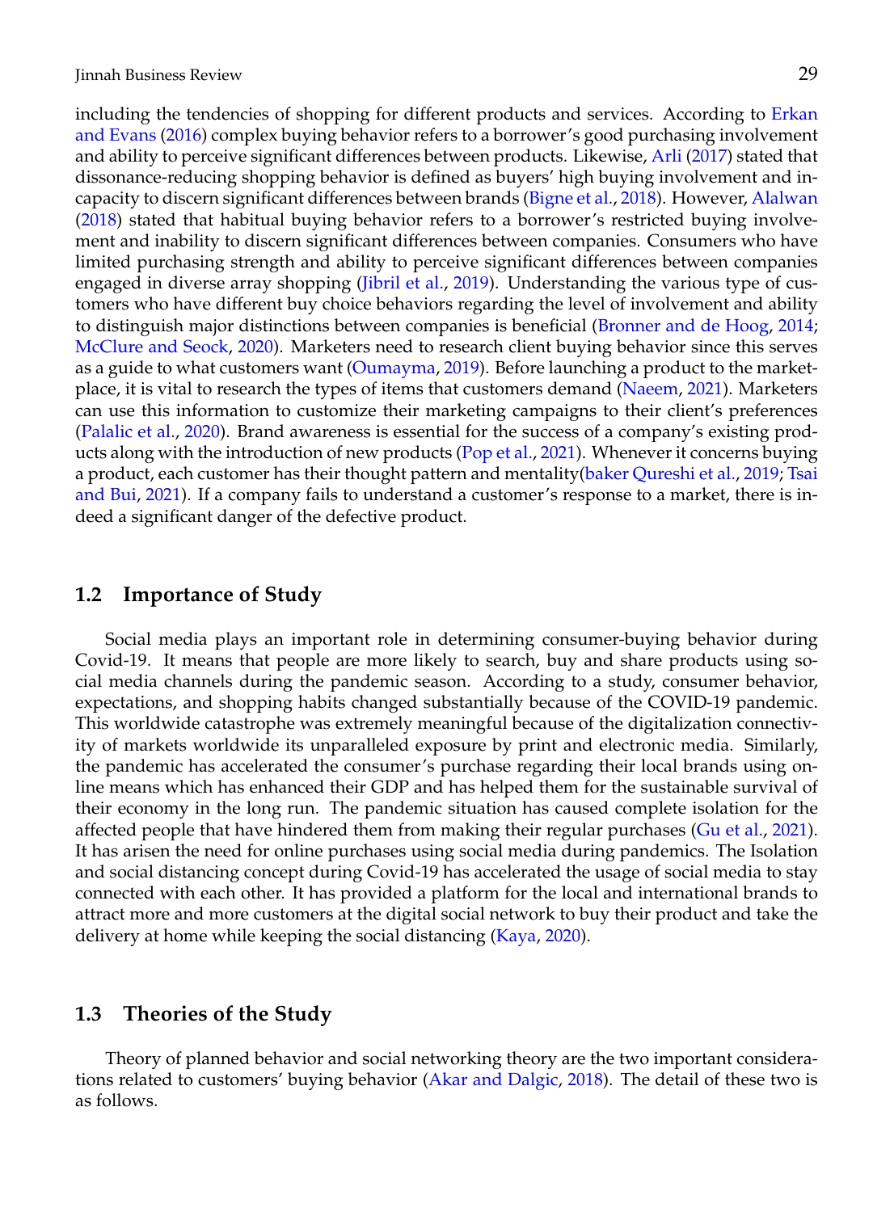including the tendencies of shopping for different products and services. According to Erkan and Evans (2016) complex buying behavior refers to a borrower's good purchasing involvement and ability to perceive significant differences between products. Likewise, Arli (2017) stated that dissonance-reducing shopping behavior is defined as buyers' high buying involvement and incapacity to discern significant differences between brands (Bigne et al., 2018). However, Alalwan (2018) stated that habitual buying behavior refers to a borrower's restricted buying involvement and inability to discern significant differences between companies. Consumers who have limited purchasing strength and ability to perceive significant differences between companies engaged in diverse array shopping (Jibril et al., 2019). Understanding the various type of customers who have different buy choice behaviors regarding the level of involvement and ability to distinguish major distinctions between companies is beneficial (Bronner and de Hoog, 2014; McClure and Seock, 2020). Marketers need to research client buying behavior since this serves as a guide to what customers want (Oumayma, 2019). Before launching a product to the marketplace, it is vital to research the types of items that customers demand (Naeem, 2021). Marketers can use this information to customize their marketing campaigns to their client's preferences (Palalic et al., 2020). Brand awareness is essential for the success of a company's existing products along with the introduction of new products (Pop et al., 2021). Whenever it concerns buying a product, each customer has their thought pattern and mentality(baker Qureshi et al., 2019; Tsai and Bui, 2021). If a company fails to understand a customer's response to a market, there is indeed a significant danger of the defective product.

## 1.2 Importance of Study

Social media plays an important role in determining consumer-buying behavior during Covid-19. It means that people are more likely to search, buy and share products using social media channels during the pandemic season. According to a study, consumer behavior, expectations, and shopping habits changed substantially because of the COVID-19 pandemic. This worldwide catastrophe was extremely meaningful because of the digitalization connectivity of markets worldwide its unparalleled exposure by print and electronic media. Similarly, the pandemic has accelerated the consumer's purchase regarding their local brands using online means which has enhanced their GDP and has helped them for the sustainable survival of their economy in the long run. The pandemic situation has caused complete isolation for the affected people that have hindered them from making their regular purchases (Gu et al., 2021). It has arisen the need for online purchases using social media during pandemics. The Isolation and social distancing concept during Covid-19 has accelerated the usage of social media to stay connected with each other. It has provided a platform for the local and international brands to attract more and more customers at the digital social network to buy their product and take the delivery at home while keeping the social distancing (Kaya, 2020).

## 1.3 Theories of the Study

Theory of planned behavior and social networking theory are the two important considerations related to customers' buying behavior (Akar and Dalgic, 2018). The detail of these two is as follows.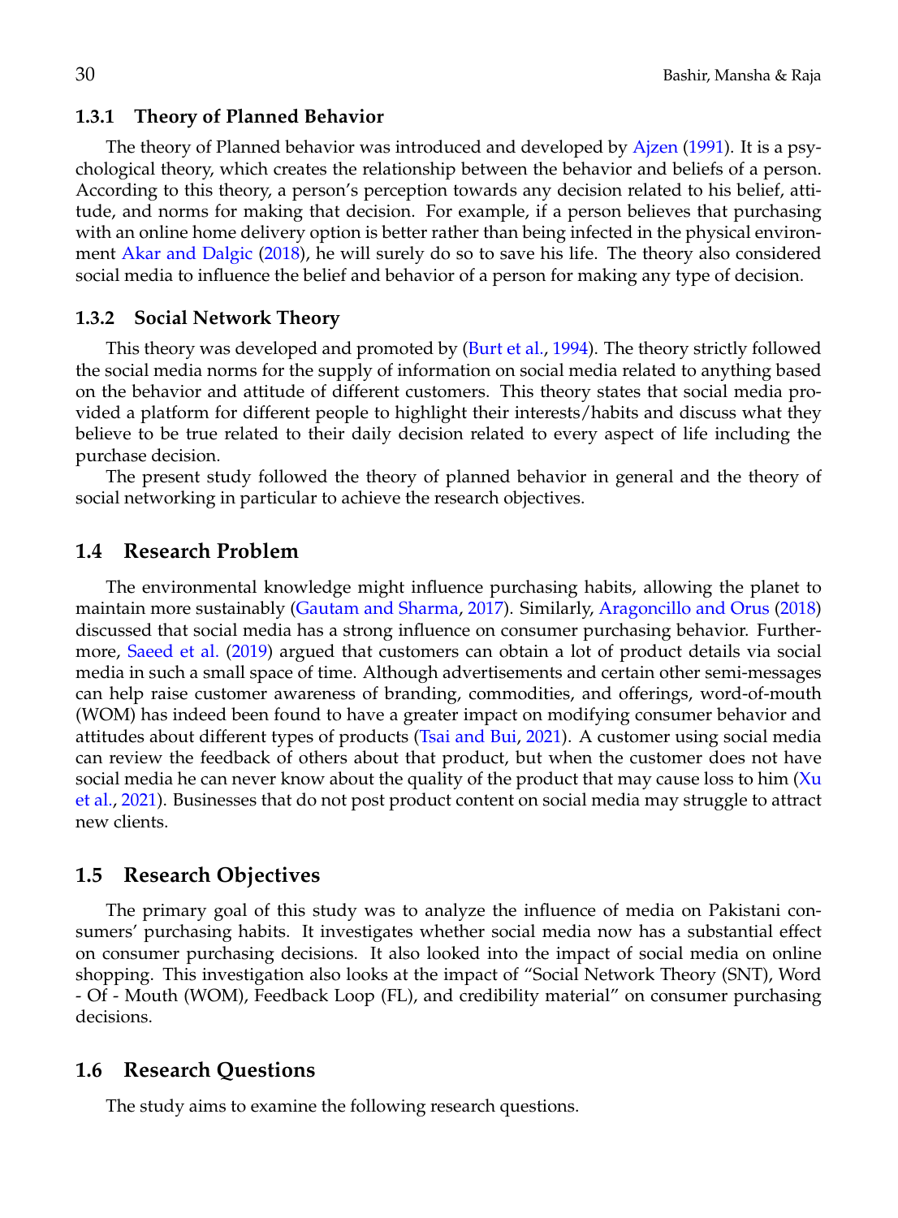### 1.3.1 Theory of Planned Behavior

The theory of Planned behavior was introduced and developed by Ajzen (1991). It is a psychological theory, which creates the relationship between the behavior and beliefs of a person. According to this theory, a person's perception towards any decision related to his belief, attitude, and norms for making that decision. For example, if a person believes that purchasing with an online home delivery option is better rather than being infected in the physical environment Akar and Dalgic (2018), he will surely do so to save his life. The theory also considered social media to influence the belief and behavior of a person for making any type of decision.

### 1.3.2 Social Network Theory

This theory was developed and promoted by (Burt et al., 1994). The theory strictly followed the social media norms for the supply of information on social media related to anything based on the behavior and attitude of different customers. This theory states that social media provided a platform for different people to highlight their interests/habits and discuss what they believe to be true related to their daily decision related to every aspect of life including the purchase decision.

The present study followed the theory of planned behavior in general and the theory of social networking in particular to achieve the research objectives.

## 1.4 Research Problem

The environmental knowledge might influence purchasing habits, allowing the planet to maintain more sustainably (Gautam and Sharma, 2017). Similarly, Aragoncillo and Orus (2018) discussed that social media has a strong influence on consumer purchasing behavior. Furthermore, Saeed et al. (2019) argued that customers can obtain a lot of product details via social media in such a small space of time. Although advertisements and certain other semi-messages can help raise customer awareness of branding, commodities, and offerings, word-of-mouth (WOM) has indeed been found to have a greater impact on modifying consumer behavior and attitudes about different types of products (Tsai and Bui, 2021). A customer using social media can review the feedback of others about that product, but when the customer does not have social media he can never know about the quality of the product that may cause loss to him (Xu et al., 2021). Businesses that do not post product content on social media may struggle to attract new clients.

## 1.5 Research Objectives

The primary goal of this study was to analyze the influence of media on Pakistani consumers' purchasing habits. It investigates whether social media now has a substantial effect on consumer purchasing decisions. It also looked into the impact of social media on online shopping. This investigation also looks at the impact of "Social Network Theory (SNT), Word - Of - Mouth (WOM), Feedback Loop (FL), and credibility material" on consumer purchasing decisions.

## 1.6 Research Questions

The study aims to examine the following research questions.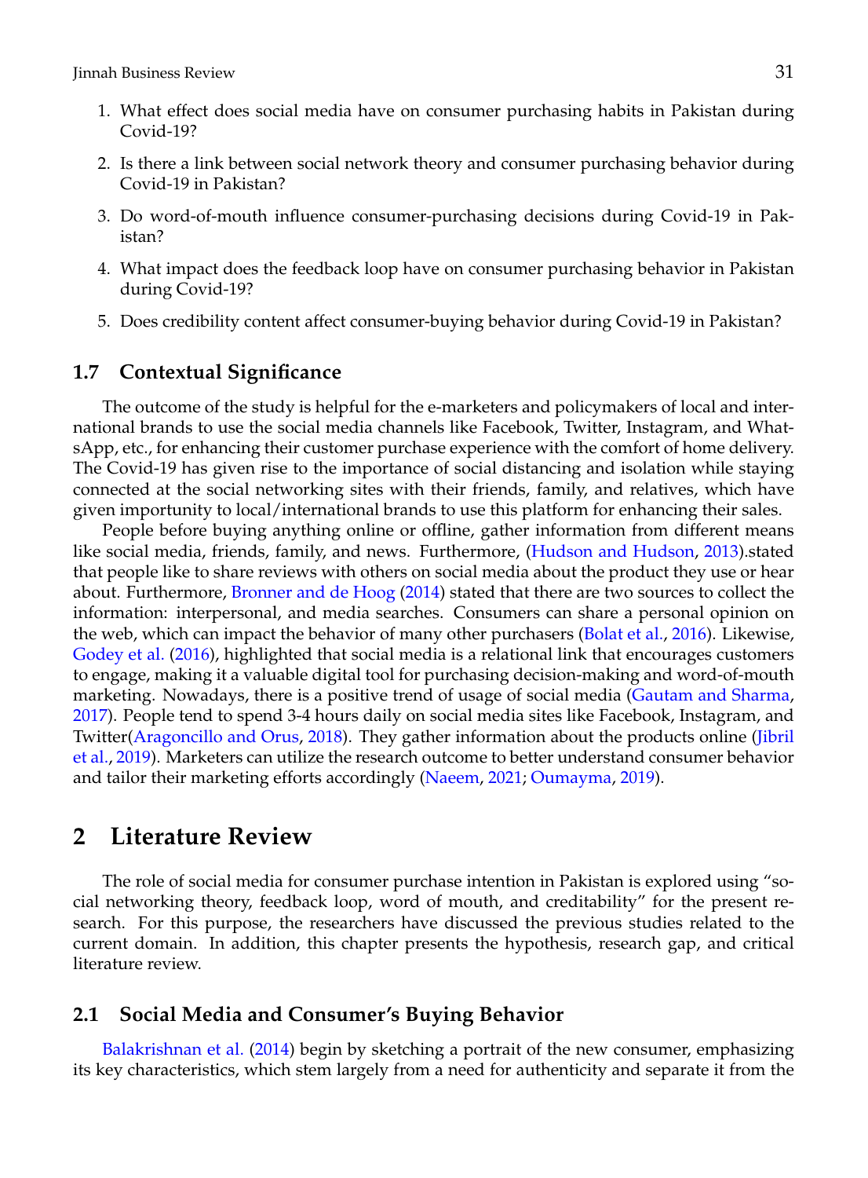1. What effect does social media have on consumer purchasing habits in Pakistan during Covid-19?
2. Is there a link between social network theory and consumer purchasing behavior during Covid-19 in Pakistan?
3. Do word-of-mouth influence consumer-purchasing decisions during Covid-19 in Pakistan?
4. What impact does the feedback loop have on consumer purchasing behavior in Pakistan during Covid-19?
5. Does credibility content affect consumer-buying behavior during Covid-19 in Pakistan?

### 1.7 Contextual Significance

The outcome of the study is helpful for the e-marketers and policymakers of local and international brands to use the social media channels like Facebook, Twitter, Instagram, and WhatsApp, etc., for enhancing their customer purchase experience with the comfort of home delivery. The Covid-19 has given rise to the importance of social distancing and isolation while staying connected at the social networking sites with their friends, family, and relatives, which have given importunity to local/international brands to use this platform for enhancing their sales.

People before buying anything online or offline, gather information from different means like social media, friends, family, and news. Furthermore, (Hudson and Hudson, 2013).stated that people like to share reviews with others on social media about the product they use or hear about. Furthermore, Bronner and de Hoog (2014) stated that there are two sources to collect the information: interpersonal, and media searches. Consumers can share a personal opinion on the web, which can impact the behavior of many other purchasers (Bolat et al., 2016). Likewise, Godey et al. (2016), highlighted that social media is a relational link that encourages customers to engage, making it a valuable digital tool for purchasing decision-making and word-of-mouth marketing. Nowadays, there is a positive trend of usage of social media (Gautam and Sharma, 2017). People tend to spend 3-4 hours daily on social media sites like Facebook, Instagram, and Twitter(Aragoncillo and Orus, 2018). They gather information about the products online (Jibril et al., 2019). Marketers can utilize the research outcome to better understand consumer behavior and tailor their marketing efforts accordingly (Naeem, 2021; Oumayma, 2019).

## 2 Literature Review

The role of social media for consumer purchase intention in Pakistan is explored using "social networking theory, feedback loop, word of mouth, and creditability" for the present research. For this purpose, the researchers have discussed the previous studies related to the current domain. In addition, this chapter presents the hypothesis, research gap, and critical literature review.

### 2.1 Social Media and Consumer's Buying Behavior

Balakrishnan et al. (2014) begin by sketching a portrait of the new consumer, emphasizing its key characteristics, which stem largely from a need for authenticity and separate it from the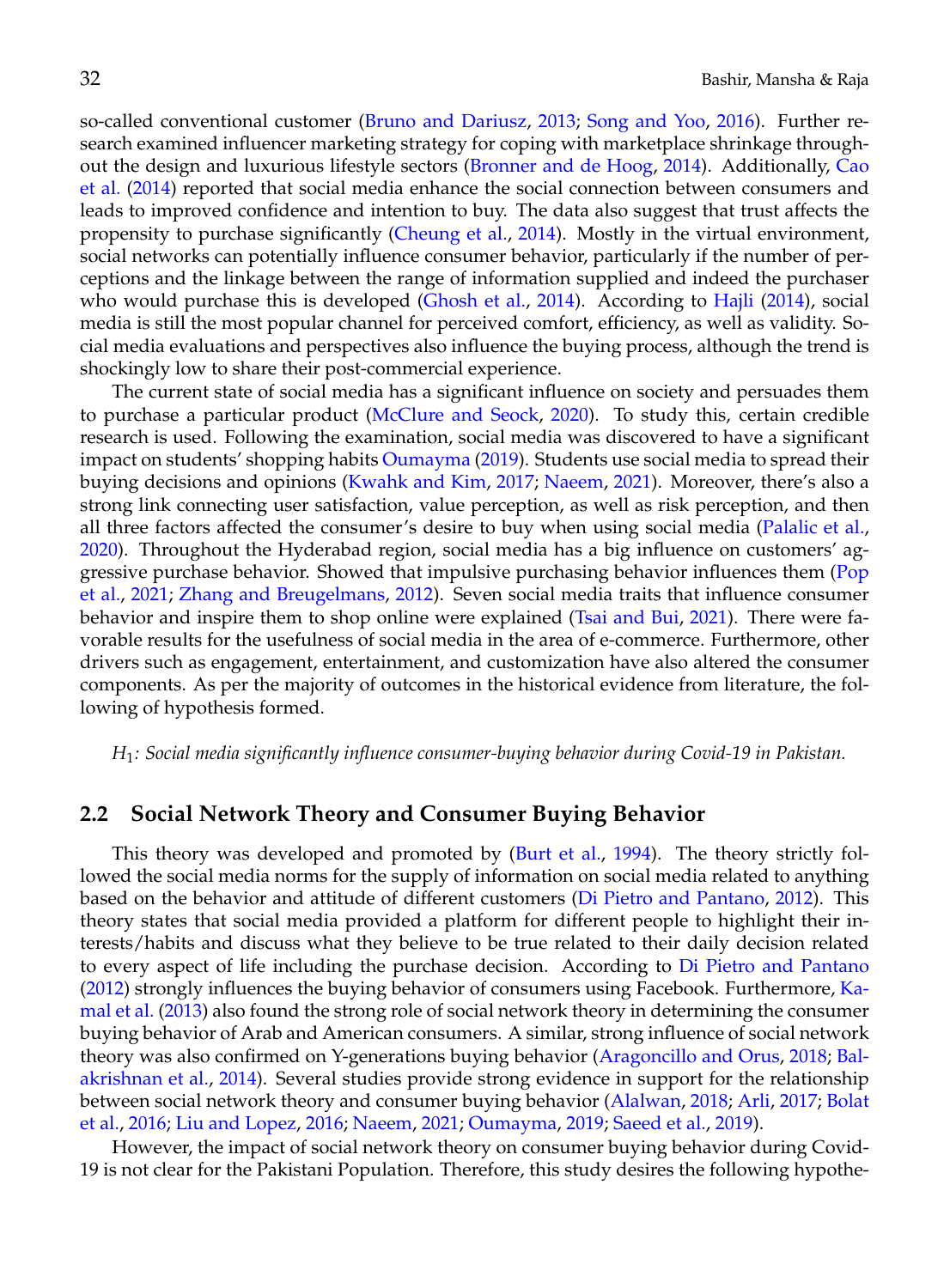so-called conventional customer (Bruno and Dariusz, 2013; Song and Yoo, 2016). Further research examined influencer marketing strategy for coping with marketplace shrinkage throughout the design and luxurious lifestyle sectors (Bronner and de Hoog, 2014). Additionally, Cao et al. (2014) reported that social media enhance the social connection between consumers and leads to improved confidence and intention to buy. The data also suggest that trust affects the propensity to purchase significantly (Cheung et al., 2014). Mostly in the virtual environment, social networks can potentially influence consumer behavior, particularly if the number of perceptions and the linkage between the range of information supplied and indeed the purchaser who would purchase this is developed (Ghosh et al., 2014). According to Hajli (2014), social media is still the most popular channel for perceived comfort, efficiency, as well as validity. Social media evaluations and perspectives also influence the buying process, although the trend is shockingly low to share their post-commercial experience.

The current state of social media has a significant influence on society and persuades them to purchase a particular product (McClure and Seock, 2020). To study this, certain credible research is used. Following the examination, social media was discovered to have a significant impact on students' shopping habits Oumayma (2019). Students use social media to spread their buying decisions and opinions (Kwahk and Kim, 2017; Naeem, 2021). Moreover, there's also a strong link connecting user satisfaction, value perception, as well as risk perception, and then all three factors affected the consumer's desire to buy when using social media (Palalic et al., 2020). Throughout the Hyderabad region, social media has a big influence on customers' aggressive purchase behavior. Showed that impulsive purchasing behavior influences them (Pop et al., 2021; Zhang and Breugelmans, 2012). Seven social media traits that influence consumer behavior and inspire them to shop online were explained (Tsai and Bui, 2021). There were favorable results for the usefulness of social media in the area of e-commerce. Furthermore, other drivers such as engagement, entertainment, and customization have also altered the consumer components. As per the majority of outcomes in the historical evidence from literature, the following of hypothesis formed.

*$H_1$: Social media significantly influence consumer-buying behavior during Covid-19 in Pakistan.*

## 2.2 Social Network Theory and Consumer Buying Behavior

This theory was developed and promoted by (Burt et al., 1994). The theory strictly followed the social media norms for the supply of information on social media related to anything based on the behavior and attitude of different customers (Di Pietro and Pantano, 2012). This theory states that social media provided a platform for different people to highlight their interests/habits and discuss what they believe to be true related to their daily decision related to every aspect of life including the purchase decision. According to Di Pietro and Pantano (2012) strongly influences the buying behavior of consumers using Facebook. Furthermore, Kamal et al. (2013) also found the strong role of social network theory in determining the consumer buying behavior of Arab and American consumers. A similar, strong influence of social network theory was also confirmed on Y-generations buying behavior (Aragoncillo and Orus, 2018; Balakrishnan et al., 2014). Several studies provide strong evidence in support for the relationship between social network theory and consumer buying behavior (Alalwan, 2018; Arli, 2017; Bolat et al., 2016; Liu and Lopez, 2016; Naeem, 2021; Oumayma, 2019; Saeed et al., 2019).

However, the impact of social network theory on consumer buying behavior during Covid-19 is not clear for the Pakistani Population. Therefore, this study desires the following hypothe-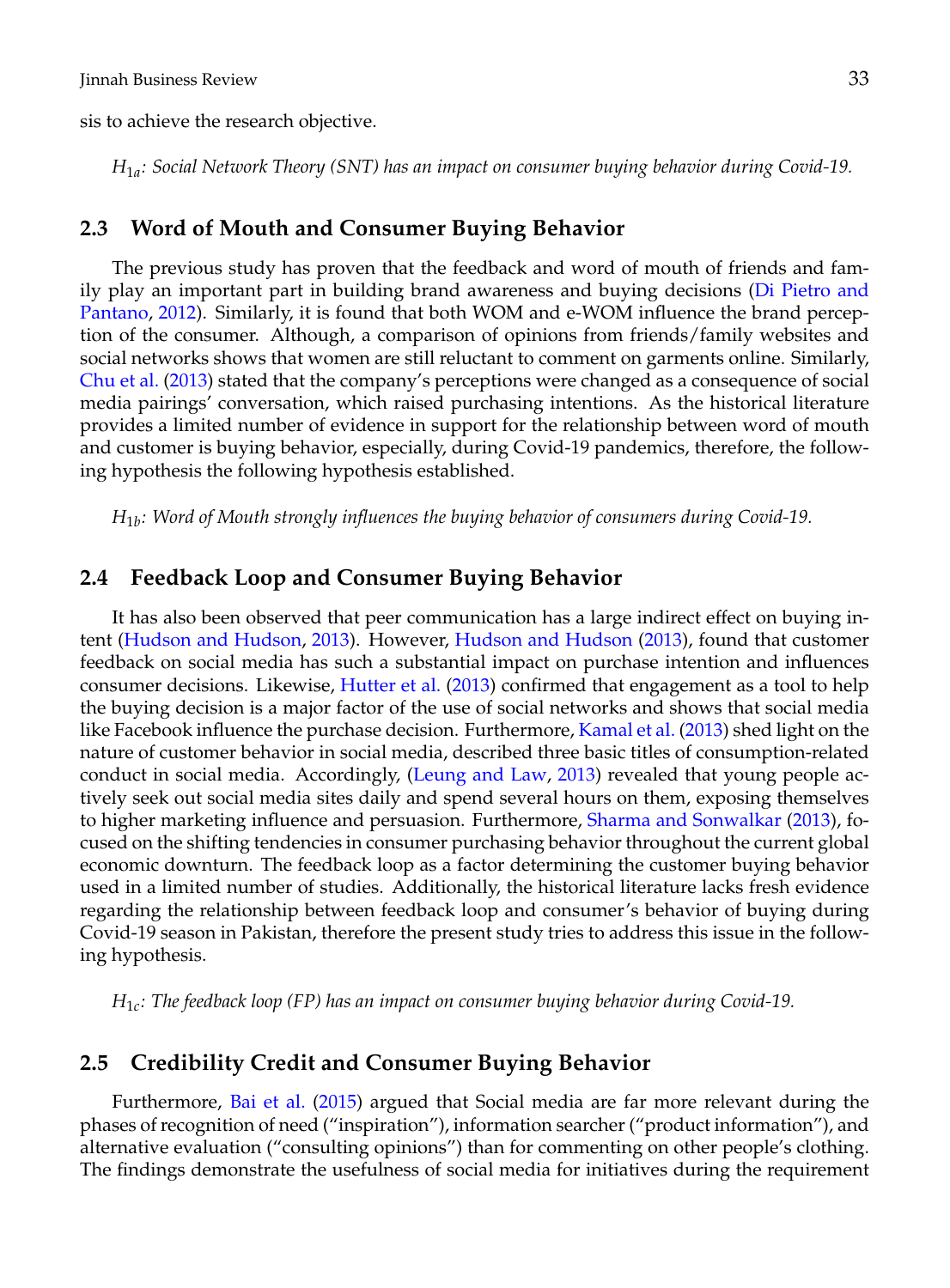sis to achieve the research objective.

*$H_{1a}$: Social Network Theory (SNT) has an impact on consumer buying behavior during Covid-19.*

## 2.3 Word of Mouth and Consumer Buying Behavior

The previous study has proven that the feedback and word of mouth of friends and family play an important part in building brand awareness and buying decisions (Di Pietro and Pantano, 2012). Similarly, it is found that both WOM and e-WOM influence the brand perception of the consumer. Although, a comparison of opinions from friends/family websites and social networks shows that women are still reluctant to comment on garments online. Similarly, Chu et al. (2013) stated that the company's perceptions were changed as a consequence of social media pairings' conversation, which raised purchasing intentions. As the historical literature provides a limited number of evidence in support for the relationship between word of mouth and customer is buying behavior, especially, during Covid-19 pandemics, therefore, the following hypothesis the following hypothesis established.

*$H_{1b}$: Word of Mouth strongly influences the buying behavior of consumers during Covid-19.*

## 2.4 Feedback Loop and Consumer Buying Behavior

It has also been observed that peer communication has a large indirect effect on buying intent (Hudson and Hudson, 2013). However, Hudson and Hudson (2013), found that customer feedback on social media has such a substantial impact on purchase intention and influences consumer decisions. Likewise, Hutter et al. (2013) confirmed that engagement as a tool to help the buying decision is a major factor of the use of social networks and shows that social media like Facebook influence the purchase decision. Furthermore, Kamal et al. (2013) shed light on the nature of customer behavior in social media, described three basic titles of consumption-related conduct in social media. Accordingly, (Leung and Law, 2013) revealed that young people actively seek out social media sites daily and spend several hours on them, exposing themselves to higher marketing influence and persuasion. Furthermore, Sharma and Sonwalkar (2013), focused on the shifting tendencies in consumer purchasing behavior throughout the current global economic downturn. The feedback loop as a factor determining the customer buying behavior used in a limited number of studies. Additionally, the historical literature lacks fresh evidence regarding the relationship between feedback loop and consumer's behavior of buying during Covid-19 season in Pakistan, therefore the present study tries to address this issue in the following hypothesis.

*$H_{1c}$: The feedback loop (FP) has an impact on consumer buying behavior during Covid-19.*

## 2.5 Credibility Credit and Consumer Buying Behavior

Furthermore, Bai et al. (2015) argued that Social media are far more relevant during the phases of recognition of need ("inspiration"), information searcher ("product information"), and alternative evaluation ("consulting opinions") than for commenting on other people's clothing. The findings demonstrate the usefulness of social media for initiatives during the requirement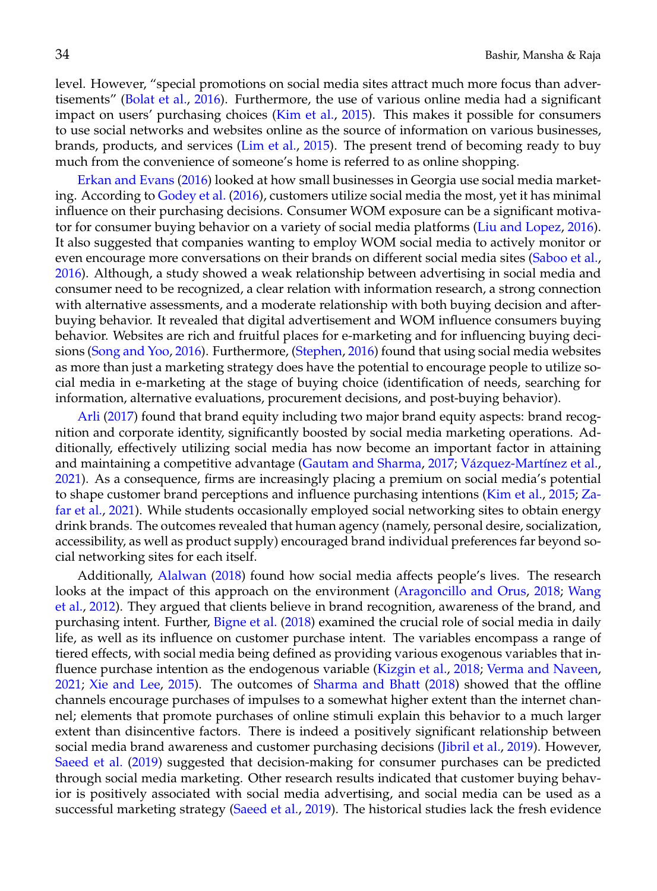level. However, "special promotions on social media sites attract much more focus than advertisements" (Bolat et al., 2016). Furthermore, the use of various online media had a significant impact on users' purchasing choices (Kim et al., 2015). This makes it possible for consumers to use social networks and websites online as the source of information on various businesses, brands, products, and services (Lim et al., 2015). The present trend of becoming ready to buy much from the convenience of someone's home is referred to as online shopping.

Erkan and Evans (2016) looked at how small businesses in Georgia use social media marketing. According to Godey et al. (2016), customers utilize social media the most, yet it has minimal influence on their purchasing decisions. Consumer WOM exposure can be a significant motivator for consumer buying behavior on a variety of social media platforms (Liu and Lopez, 2016). It also suggested that companies wanting to employ WOM social media to actively monitor or even encourage more conversations on their brands on different social media sites (Saboo et al., 2016). Although, a study showed a weak relationship between advertising in social media and consumer need to be recognized, a clear relation with information research, a strong connection with alternative assessments, and a moderate relationship with both buying decision and after-buying behavior. It revealed that digital advertisement and WOM influence consumers buying behavior. Websites are rich and fruitful places for e-marketing and for influencing buying decisions (Song and Yoo, 2016). Furthermore, (Stephen, 2016) found that using social media websites as more than just a marketing strategy does have the potential to encourage people to utilize social media in e-marketing at the stage of buying choice (identification of needs, searching for information, alternative evaluations, procurement decisions, and post-buying behavior).

Arli (2017) found that brand equity including two major brand equity aspects: brand recognition and corporate identity, significantly boosted by social media marketing operations. Additionally, effectively utilizing social media has now become an important factor in attaining and maintaining a competitive advantage (Gautam and Sharma, 2017; Vázquez-Martínez et al., 2021). As a consequence, firms are increasingly placing a premium on social media's potential to shape customer brand perceptions and influence purchasing intentions (Kim et al., 2015; Zafar et al., 2021). While students occasionally employed social networking sites to obtain energy drink brands. The outcomes revealed that human agency (namely, personal desire, socialization, accessibility, as well as product supply) encouraged brand individual preferences far beyond social networking sites for each itself.

Additionally, Alalwan (2018) found how social media affects people's lives. The research looks at the impact of this approach on the environment (Aragoncillo and Orus, 2018; Wang et al., 2012). They argued that clients believe in brand recognition, awareness of the brand, and purchasing intent. Further, Bigne et al. (2018) examined the crucial role of social media in daily life, as well as its influence on customer purchase intent. The variables encompass a range of tiered effects, with social media being defined as providing various exogenous variables that influence purchase intention as the endogenous variable (Kizgin et al., 2018; Verma and Naveen, 2021; Xie and Lee, 2015). The outcomes of Sharma and Bhatt (2018) showed that the offline channels encourage purchases of impulses to a somewhat higher extent than the internet channel; elements that promote purchases of online stimuli explain this behavior to a much larger extent than disincentive factors. There is indeed a positively significant relationship between social media brand awareness and customer purchasing decisions (Jibril et al., 2019). However, Saeed et al. (2019) suggested that decision-making for consumer purchases can be predicted through social media marketing. Other research results indicated that customer buying behavior is positively associated with social media advertising, and social media can be used as a successful marketing strategy (Saeed et al., 2019). The historical studies lack the fresh evidence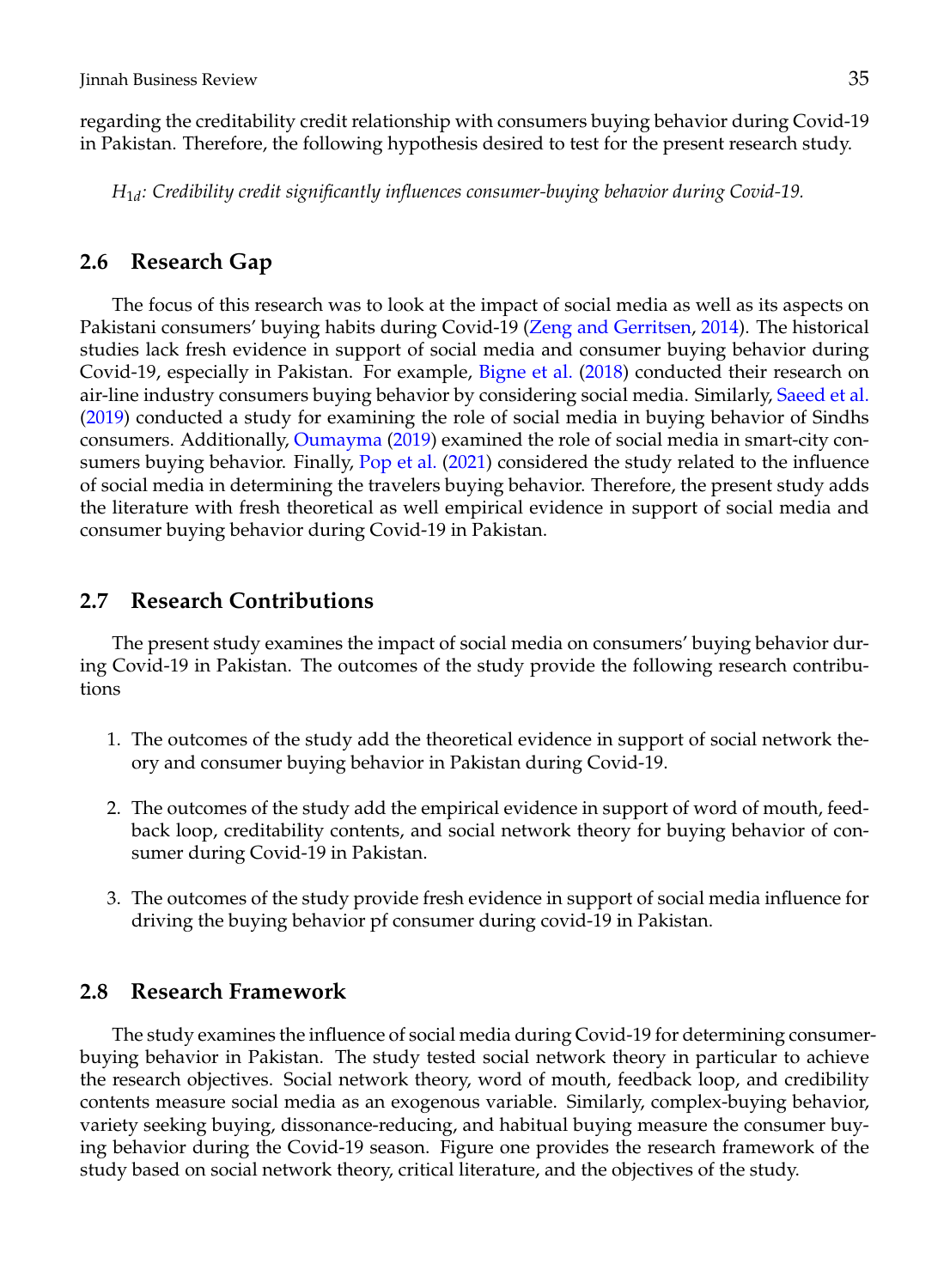regarding the creditability credit relationship with consumers buying behavior during Covid-19 in Pakistan. Therefore, the following hypothesis desired to test for the present research study.

*$H_{1d}$: Credibility credit significantly influences consumer-buying behavior during Covid-19.*

## 2.6 Research Gap

The focus of this research was to look at the impact of social media as well as its aspects on Pakistani consumers' buying habits during Covid-19 (Zeng and Gerritsen, 2014). The historical studies lack fresh evidence in support of social media and consumer buying behavior during Covid-19, especially in Pakistan. For example, Bigne et al. (2018) conducted their research on air-line industry consumers buying behavior by considering social media. Similarly, Saeed et al. (2019) conducted a study for examining the role of social media in buying behavior of Sindhs consumers. Additionally, Oumayma (2019) examined the role of social media in smart-city consumers buying behavior. Finally, Pop et al. (2021) considered the study related to the influence of social media in determining the travelers buying behavior. Therefore, the present study adds the literature with fresh theoretical as well empirical evidence in support of social media and consumer buying behavior during Covid-19 in Pakistan.

## 2.7 Research Contributions

The present study examines the impact of social media on consumers' buying behavior during Covid-19 in Pakistan. The outcomes of the study provide the following research contributions

1. The outcomes of the study add the theoretical evidence in support of social network theory and consumer buying behavior in Pakistan during Covid-19.

2. The outcomes of the study add the empirical evidence in support of word of mouth, feedback loop, creditability contents, and social network theory for buying behavior of consumer during Covid-19 in Pakistan.

3. The outcomes of the study provide fresh evidence in support of social media influence for driving the buying behavior pf consumer during covid-19 in Pakistan.

## 2.8 Research Framework

The study examines the influence of social media during Covid-19 for determining consumer-buying behavior in Pakistan. The study tested social network theory in particular to achieve the research objectives. Social network theory, word of mouth, feedback loop, and credibility contents measure social media as an exogenous variable. Similarly, complex-buying behavior, variety seeking buying, dissonance-reducing, and habitual buying measure the consumer buying behavior during the Covid-19 season. Figure one provides the research framework of the study based on social network theory, critical literature, and the objectives of the study.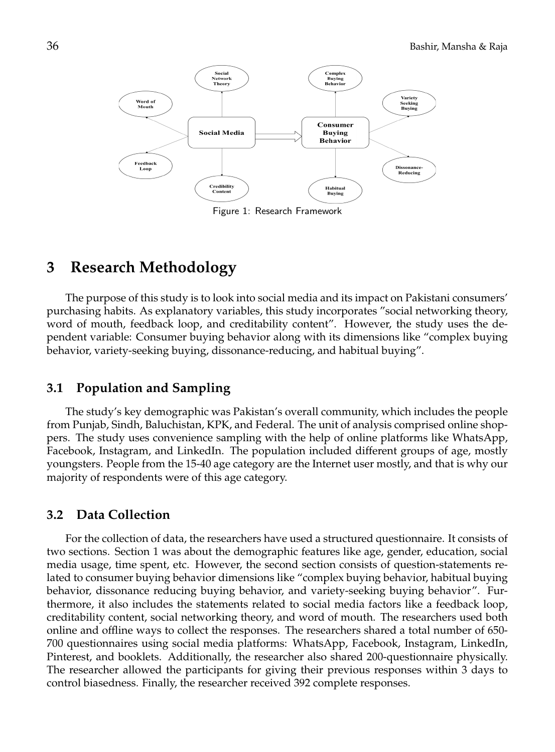Figure 1: Research Framework

## 3 Research Methodology

The purpose of this study is to look into social media and its impact on Pakistani consumers' purchasing habits. As explanatory variables, this study incorporates "social networking theory, word of mouth, feedback loop, and creditability content". However, the study uses the dependent variable: Consumer buying behavior along with its dimensions like "complex buying behavior, variety-seeking buying, dissonance-reducing, and habitual buying".

### 3.1 Population and Sampling

The study's key demographic was Pakistan's overall community, which includes the people from Punjab, Sindh, Baluchistan, KPK, and Federal. The unit of analysis comprised online shoppers. The study uses convenience sampling with the help of online platforms like WhatsApp, Facebook, Instagram, and LinkedIn. The population included different groups of age, mostly youngsters. People from the 15-40 age category are the Internet user mostly, and that is why our majority of respondents were of this age category.

### 3.2 Data Collection

For the collection of data, the researchers have used a structured questionnaire. It consists of two sections. Section 1 was about the demographic features like age, gender, education, social media usage, time spent, etc. However, the second section consists of question-statements related to consumer buying behavior dimensions like "complex buying behavior, habitual buying behavior, dissonance reducing buying behavior, and variety-seeking buying behavior". Furthermore, it also includes the statements related to social media factors like a feedback loop, creditability content, social networking theory, and word of mouth. The researchers used both online and offline ways to collect the responses. The researchers shared a total number of 650-700 questionnaires using social media platforms: WhatsApp, Facebook, Instagram, LinkedIn, Pinterest, and booklets. Additionally, the researcher also shared 200-questionnaire physically. The researcher allowed the participants for giving their previous responses within 3 days to control biasedness. Finally, the researcher received 392 complete responses.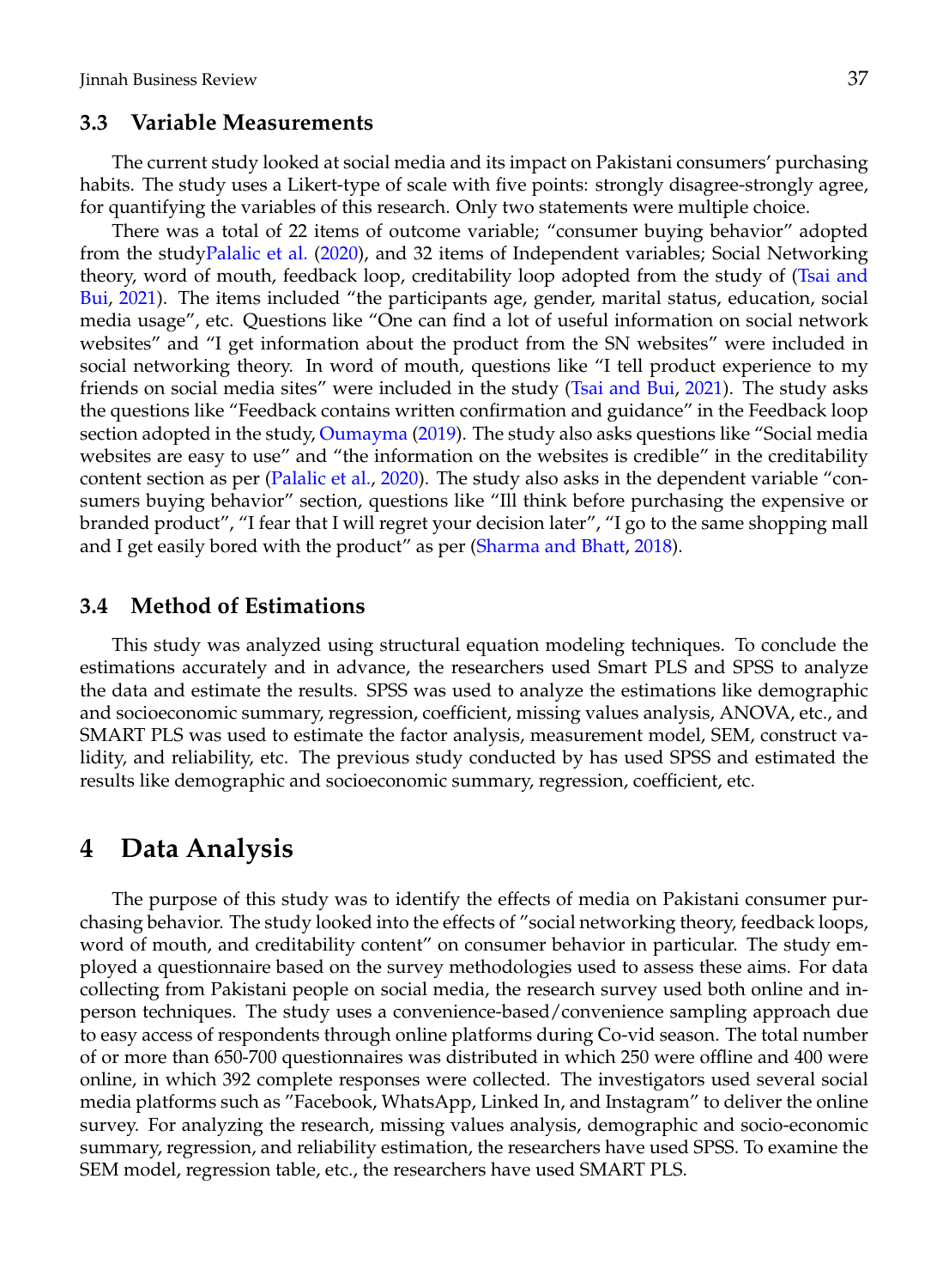### 3.3 Variable Measurements

The current study looked at social media and its impact on Pakistani consumers' purchasing habits. The study uses a Likert-type of scale with five points: strongly disagree-strongly agree, for quantifying the variables of this research. Only two statements were multiple choice.

There was a total of 22 items of outcome variable; "consumer buying behavior" adopted from the studyPalalic et al. (2020), and 32 items of Independent variables; Social Networking theory, word of mouth, feedback loop, creditability loop adopted from the study of (Tsai and Bui, 2021). The items included "the participants age, gender, marital status, education, social media usage", etc. Questions like "One can find a lot of useful information on social network websites" and "I get information about the product from the SN websites" were included in social networking theory. In word of mouth, questions like "I tell product experience to my friends on social media sites" were included in the study (Tsai and Bui, 2021). The study asks the questions like "Feedback contains written confirmation and guidance" in the Feedback loop section adopted in the study, Oumayma (2019). The study also asks questions like "Social media websites are easy to use" and "the information on the websites is credible" in the creditability content section as per (Palalic et al., 2020). The study also asks in the dependent variable "consumers buying behavior" section, questions like "Ill think before purchasing the expensive or branded product", "I fear that I will regret your decision later", "I go to the same shopping mall and I get easily bored with the product" as per (Sharma and Bhatt, 2018).

### 3.4 Method of Estimations

This study was analyzed using structural equation modeling techniques. To conclude the estimations accurately and in advance, the researchers used Smart PLS and SPSS to analyze the data and estimate the results. SPSS was used to analyze the estimations like demographic and socioeconomic summary, regression, coefficient, missing values analysis, ANOVA, etc., and SMART PLS was used to estimate the factor analysis, measurement model, SEM, construct validity, and reliability, etc. The previous study conducted by has used SPSS and estimated the results like demographic and socioeconomic summary, regression, coefficient, etc.

## 4 Data Analysis

The purpose of this study was to identify the effects of media on Pakistani consumer purchasing behavior. The study looked into the effects of "social networking theory, feedback loops, word of mouth, and creditability content" on consumer behavior in particular. The study employed a questionnaire based on the survey methodologies used to assess these aims. For data collecting from Pakistani people on social media, the research survey used both online and in-person techniques. The study uses a convenience-based/convenience sampling approach due to easy access of respondents through online platforms during Co-vid season. The total number of or more than 650-700 questionnaires was distributed in which 250 were offline and 400 were online, in which 392 complete responses were collected. The investigators used several social media platforms such as "Facebook, WhatsApp, Linked In, and Instagram" to deliver the online survey. For analyzing the research, missing values analysis, demographic and socio-economic summary, regression, and reliability estimation, the researchers have used SPSS. To examine the SEM model, regression table, etc., the researchers have used SMART PLS.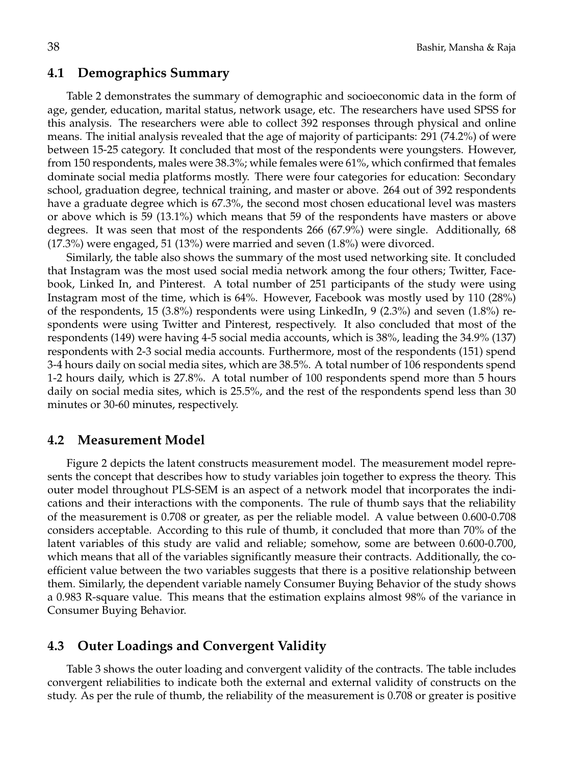## 4.1 Demographics Summary

Table 2 demonstrates the summary of demographic and socioeconomic data in the form of age, gender, education, marital status, network usage, etc. The researchers have used SPSS for this analysis. The researchers were able to collect 392 responses through physical and online means. The initial analysis revealed that the age of majority of participants: 291 (74.2%) of were between 15-25 category. It concluded that most of the respondents were youngsters. However, from 150 respondents, males were 38.3%; while females were 61%, which confirmed that females dominate social media platforms mostly. There were four categories for education: Secondary school, graduation degree, technical training, and master or above. 264 out of 392 respondents have a graduate degree which is 67.3%, the second most chosen educational level was masters or above which is 59 (13.1%) which means that 59 of the respondents have masters or above degrees. It was seen that most of the respondents 266 (67.9%) were single. Additionally, 68 (17.3%) were engaged, 51 (13%) were married and seven (1.8%) were divorced.

Similarly, the table also shows the summary of the most used networking site. It concluded that Instagram was the most used social media network among the four others; Twitter, Facebook, Linked In, and Pinterest. A total number of 251 participants of the study were using Instagram most of the time, which is 64%. However, Facebook was mostly used by 110 (28%) of the respondents, 15 (3.8%) respondents were using LinkedIn, 9 (2.3%) and seven (1.8%) respondents were using Twitter and Pinterest, respectively. It also concluded that most of the respondents (149) were having 4-5 social media accounts, which is 38%, leading the 34.9% (137) respondents with 2-3 social media accounts. Furthermore, most of the respondents (151) spend 3-4 hours daily on social media sites, which are 38.5%. A total number of 106 respondents spend 1-2 hours daily, which is 27.8%. A total number of 100 respondents spend more than 5 hours daily on social media sites, which is 25.5%, and the rest of the respondents spend less than 30 minutes or 30-60 minutes, respectively.

## 4.2 Measurement Model

Figure 2 depicts the latent constructs measurement model. The measurement model represents the concept that describes how to study variables join together to express the theory. This outer model throughout PLS-SEM is an aspect of a network model that incorporates the indications and their interactions with the components. The rule of thumb says that the reliability of the measurement is 0.708 or greater, as per the reliable model. A value between 0.600-0.708 considers acceptable. According to this rule of thumb, it concluded that more than 70% of the latent variables of this study are valid and reliable; somehow, some are between 0.600-0.700, which means that all of the variables significantly measure their contracts. Additionally, the coefficient value between the two variables suggests that there is a positive relationship between them. Similarly, the dependent variable namely Consumer Buying Behavior of the study shows a 0.983 R-square value. This means that the estimation explains almost 98% of the variance in Consumer Buying Behavior.

## 4.3 Outer Loadings and Convergent Validity

Table 3 shows the outer loading and convergent validity of the contracts. The table includes convergent reliabilities to indicate both the external and external validity of constructs on the study. As per the rule of thumb, the reliability of the measurement is 0.708 or greater is positive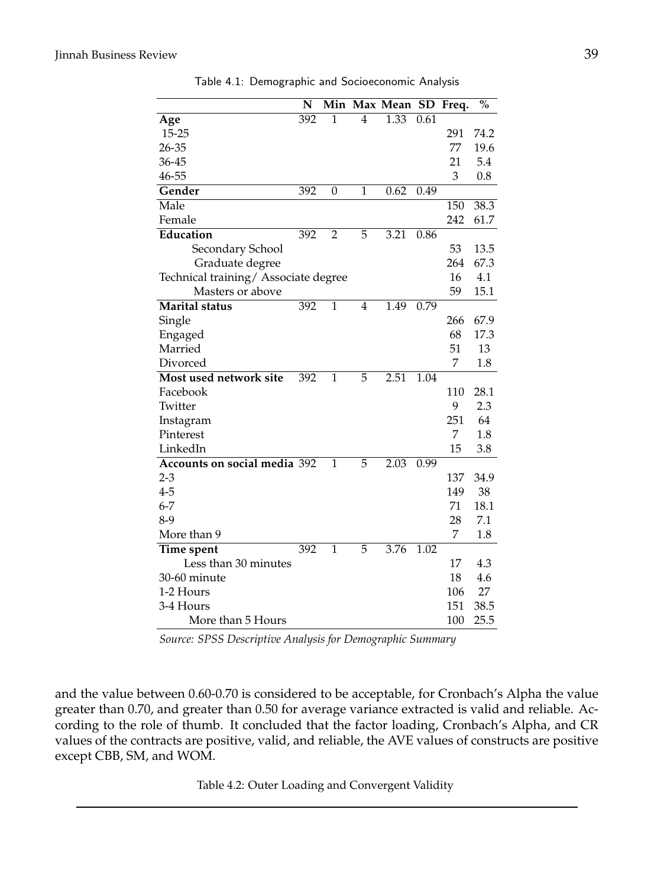Table 4.1: Demographic and Socioeconomic Analysis

| | N | Min | Max | Mean | SD | Freq. | % |
|---|---|---|---|---|---|---|---|
| **Age** | 392 | 1 | 4 | 1.33 | 0.61 | | |
| 15-25 | | | | | | 291 | 74.2 |
| 26-35 | | | | | | 77 | 19.6 |
| 36-45 | | | | | | 21 | 5.4 |
| 46-55 | | | | | | 3 | 0.8 |
| **Gender** | 392 | 0 | 1 | 0.62 | 0.49 | | |
| Male | | | | | | 150 | 38.3 |
| Female | | | | | | 242 | 61.7 |
| **Education** | 392 | 2 | 5 | 3.21 | 0.86 | | |
| Secondary School | | | | | | 53 | 13.5 |
| Graduate degree | | | | | | 264 | 67.3 |
| Technical training/ Associate degree | | | | | | 16 | 4.1 |
| Masters or above | | | | | | 59 | 15.1 |
| **Marital status** | 392 | 1 | 4 | 1.49 | 0.79 | | |
| Single | | | | | | 266 | 67.9 |
| Engaged | | | | | | 68 | 17.3 |
| Married | | | | | | 51 | 13 |
| Divorced | | | | | | 7 | 1.8 |
| **Most used network site** | 392 | 1 | 5 | 2.51 | 1.04 | | |
| Facebook | | | | | | 110 | 28.1 |
| Twitter | | | | | | 9 | 2.3 |
| Instagram | | | | | | 251 | 64 |
| Pinterest | | | | | | 7 | 1.8 |
| LinkedIn | | | | | | 15 | 3.8 |
| **Accounts on social media** | 392 | 1 | 5 | 2.03 | 0.99 | | |
| 2-3 | | | | | | 137 | 34.9 |
| 4-5 | | | | | | 149 | 38 |
| 6-7 | | | | | | 71 | 18.1 |
| 8-9 | | | | | | 28 | 7.1 |
| More than 9 | | | | | | 7 | 1.8 |
| **Time spent** | 392 | 1 | 5 | 3.76 | 1.02 | | |
| Less than 30 minutes | | | | | | 17 | 4.3 |
| 30-60 minute | | | | | | 18 | 4.6 |
| 1-2 Hours | | | | | | 106 | 27 |
| 3-4 Hours | | | | | | 151 | 38.5 |
| More than 5 Hours | | | | | | 100 | 25.5 |

*Source: SPSS Descriptive Analysis for Demographic Summary*

and the value between 0.60-0.70 is considered to be acceptable, for Cronbach's Alpha the value greater than 0.70, and greater than 0.50 for average variance extracted is valid and reliable. According to the role of thumb. It concluded that the factor loading, Cronbach's Alpha, and CR values of the contracts are positive, valid, and reliable, the AVE values of constructs are positive except CBB, SM, and WOM.

Table 4.2: Outer Loading and Convergent Validity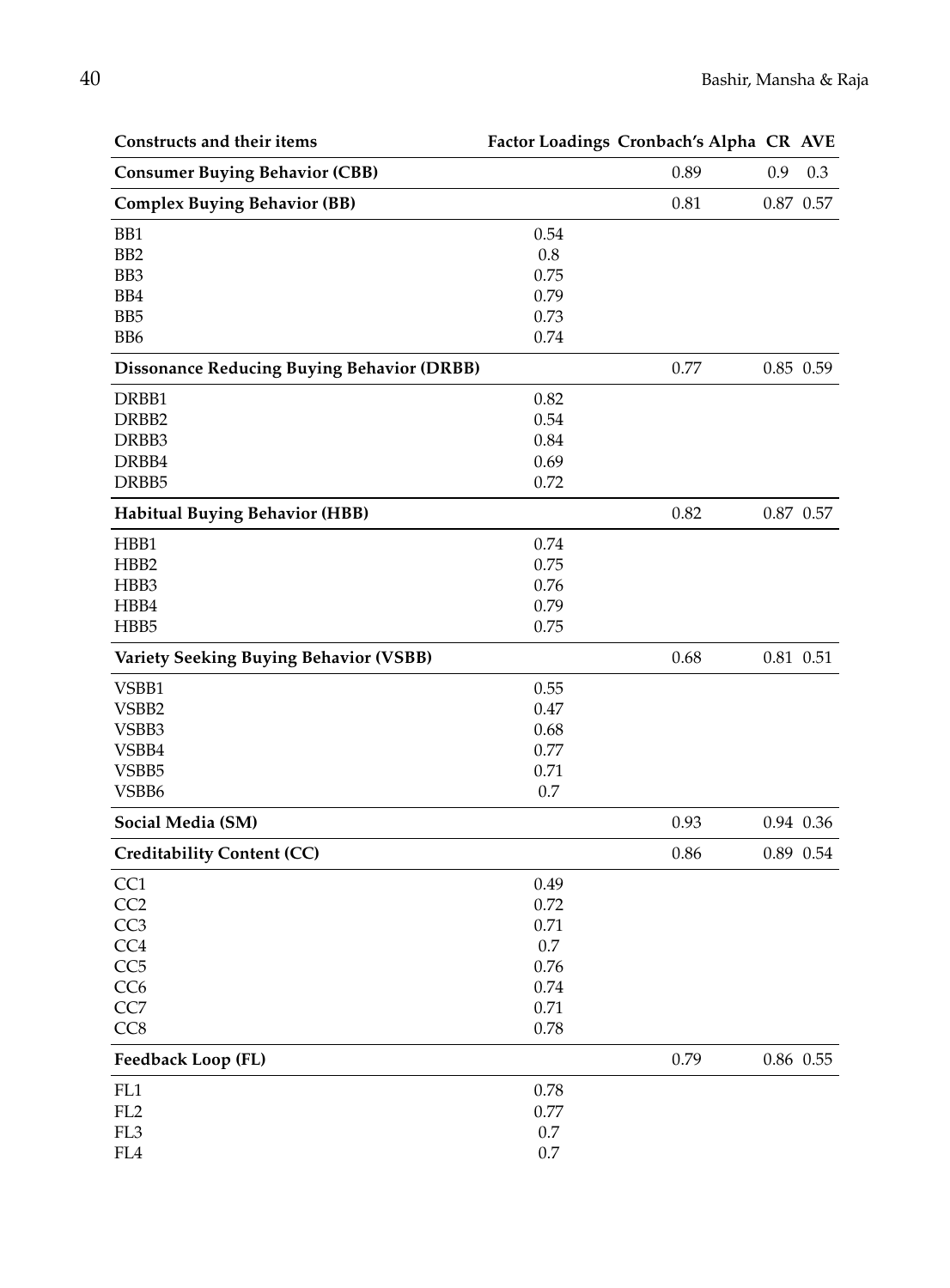| Constructs and their items | Factor Loadings | Cronbach's Alpha | CR | AVE |
|---|---|---|---|---|
| **Consumer Buying Behavior (CBB)** | | 0.89 | 0.9 | 0.3 |
| **Complex Buying Behavior (BB)** | | 0.81 | 0.87 | 0.57 |
| BB1 | 0.54 | | | |
| BB2 | 0.8 | | | |
| BB3 | 0.75 | | | |
| BB4 | 0.79 | | | |
| BB5 | 0.73 | | | |
| BB6 | 0.74 | | | |
| **Dissonance Reducing Buying Behavior (DRBB)** | | 0.77 | 0.85 | 0.59 |
| DRBB1 | 0.82 | | | |
| DRBB2 | 0.54 | | | |
| DRBB3 | 0.84 | | | |
| DRBB4 | 0.69 | | | |
| DRBB5 | 0.72 | | | |
| **Habitual Buying Behavior (HBB)** | | 0.82 | 0.87 | 0.57 |
| HBB1 | 0.74 | | | |
| HBB2 | 0.75 | | | |
| HBB3 | 0.76 | | | |
| HBB4 | 0.79 | | | |
| HBB5 | 0.75 | | | |
| **Variety Seeking Buying Behavior (VSBB)** | | 0.68 | 0.81 | 0.51 |
| VSBB1 | 0.55 | | | |
| VSBB2 | 0.47 | | | |
| VSBB3 | 0.68 | | | |
| VSBB4 | 0.77 | | | |
| VSBB5 | 0.71 | | | |
| VSBB6 | 0.7 | | | |
| **Social Media (SM)** | | 0.93 | 0.94 | 0.36 |
| **Creditability Content (CC)** | | 0.86 | 0.89 | 0.54 |
| CC1 | 0.49 | | | |
| CC2 | 0.72 | | | |
| CC3 | 0.71 | | | |
| CC4 | 0.7 | | | |
| CC5 | 0.76 | | | |
| CC6 | 0.74 | | | |
| CC7 | 0.71 | | | |
| CC8 | 0.78 | | | |
| **Feedback Loop (FL)** | | 0.79 | 0.86 | 0.55 |
| FL1 | 0.78 | | | |
| FL2 | 0.77 | | | |
| FL3 | 0.7 | | | |
| FL4 | 0.7 | | | |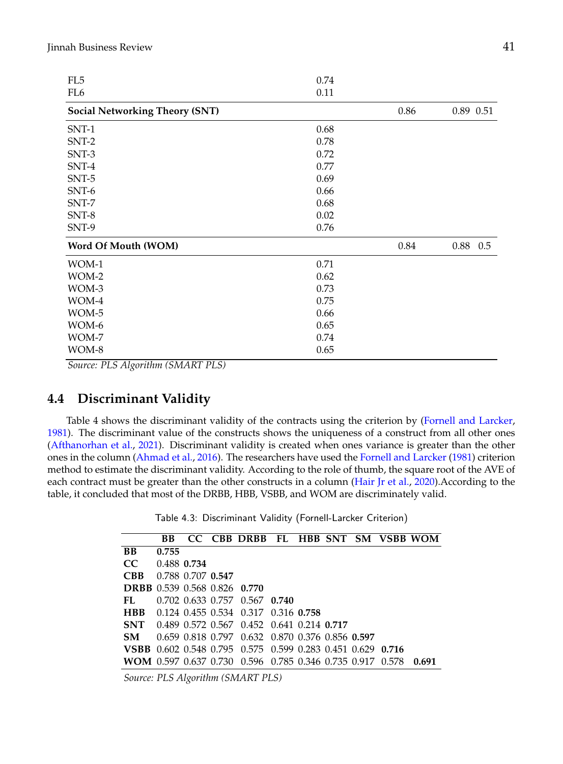| | | | | |
|---|---|---|---|---|
| FL5 | 0.74 | | | |
| FL6 | 0.11 | | | |
| **Social Networking Theory (SNT)** | | 0.86 | 0.89 | 0.51 |
| SNT-1 | 0.68 | | | |
| SNT-2 | 0.78 | | | |
| SNT-3 | 0.72 | | | |
| SNT-4 | 0.77 | | | |
| SNT-5 | 0.69 | | | |
| SNT-6 | 0.66 | | | |
| SNT-7 | 0.68 | | | |
| SNT-8 | 0.02 | | | |
| SNT-9 | 0.76 | | | |
| **Word Of Mouth (WOM)** | | 0.84 | 0.88 | 0.5 |
| WOM-1 | 0.71 | | | |
| WOM-2 | 0.62 | | | |
| WOM-3 | 0.73 | | | |
| WOM-4 | 0.75 | | | |
| WOM-5 | 0.66 | | | |
| WOM-6 | 0.65 | | | |
| WOM-7 | 0.74 | | | |
| WOM-8 | 0.65 | | | |

*Source: PLS Algorithm (SMART PLS)*

## 4.4 Discriminant Validity

Table 4 shows the discriminant validity of the contracts using the criterion by (Fornell and Larcker, 1981). The discriminant value of the constructs shows the uniqueness of a construct from all other ones (Afthanorhan et al., 2021). Discriminant validity is created when ones variance is greater than the other ones in the column (Ahmad et al., 2016). The researchers have used the Fornell and Larcker (1981) criterion method to estimate the discriminant validity. According to the role of thumb, the square root of the AVE of each contract must be greater than the other constructs in a column (Hair Jr et al., 2020).According to the table, it concluded that most of the DRBB, HBB, VSBB, and WOM are discriminately valid.

Table 4.3: Discriminant Validity (Fornell-Larcker Criterion)

| | BB | CC | CBB | DRBB | FL | HBB | SNT | SM | VSBB | WOM |
|---|---|---|---|---|---|---|---|---|---|---|
| **BB** | **0.755** | | | | | | | | | |
| **CC** | 0.488 | **0.734** | | | | | | | | |
| **CBB** | 0.788 | 0.707 | **0.547** | | | | | | | |
| **DRBB** | 0.539 | 0.568 | 0.826 | **0.770** | | | | | | |
| **FL** | 0.702 | 0.633 | 0.757 | 0.567 | **0.740** | | | | | |
| **HBB** | 0.124 | 0.455 | 0.534 | 0.317 | 0.316 | **0.758** | | | | |
| **SNT** | 0.489 | 0.572 | 0.567 | 0.452 | 0.641 | 0.214 | **0.717** | | | |
| **SM** | 0.659 | 0.818 | 0.797 | 0.632 | 0.870 | 0.376 | 0.856 | **0.597** | | |
| **VSBB** | 0.602 | 0.548 | 0.795 | 0.575 | 0.599 | 0.283 | 0.451 | 0.629 | **0.716** | |
| **WOM** | 0.597 | 0.637 | 0.730 | 0.596 | 0.785 | 0.346 | 0.735 | 0.917 | 0.578 | **0.691** |

*Source: PLS Algorithm (SMART PLS)*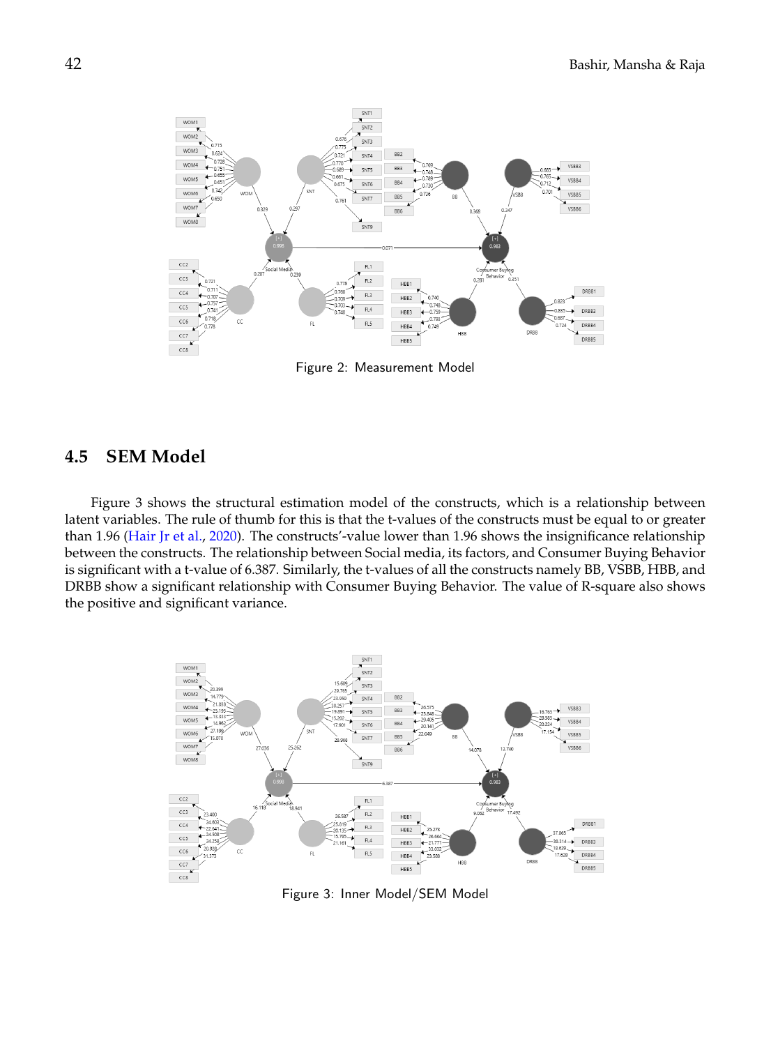Figure 2: Measurement Model

## 4.5 SEM Model

Figure 3 shows the structural estimation model of the constructs, which is a relationship between latent variables. The rule of thumb for this is that the t-values of the constructs must be equal to or greater than 1.96 (Hair Jr et al., 2020). The constructs'-value lower than 1.96 shows the insignificance relationship between the constructs. The relationship between Social media, its factors, and Consumer Buying Behavior is significant with a t-value of 6.387. Similarly, the t-values of all the constructs namely BB, VSBB, HBB, and DRBB show a significant relationship with Consumer Buying Behavior. The value of R-square also shows the positive and significant variance.

Figure 3: Inner Model/SEM Model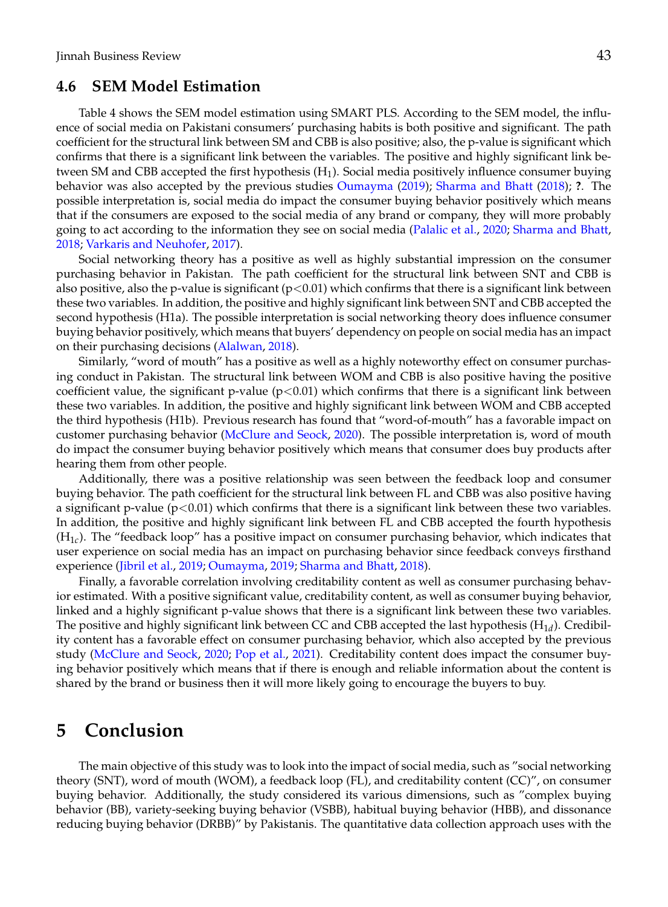### 4.6 SEM Model Estimation

Table 4 shows the SEM model estimation using SMART PLS. According to the SEM model, the influence of social media on Pakistani consumers' purchasing habits is both positive and significant. The path coefficient for the structural link between SM and CBB is also positive; also, the p-value is significant which confirms that there is a significant link between the variables. The positive and highly significant link between SM and CBB accepted the first hypothesis ($H_1$). Social media positively influence consumer buying behavior was also accepted by the previous studies Oumayma (2019); Sharma and Bhatt (2018); **?**. The possible interpretation is, social media do impact the consumer buying behavior positively which means that if the consumers are exposed to the social media of any brand or company, they will more probably going to act according to the information they see on social media (Palalic et al., 2020; Sharma and Bhatt, 2018; Varkaris and Neuhofer, 2017).

Social networking theory has a positive as well as highly substantial impression on the consumer purchasing behavior in Pakistan. The path coefficient for the structural link between SNT and CBB is also positive, also the p-value is significant ($p<0.01$) which confirms that there is a significant link between these two variables. In addition, the positive and highly significant link between SNT and CBB accepted the second hypothesis (H1a). The possible interpretation is social networking theory does influence consumer buying behavior positively, which means that buyers' dependency on people on social media has an impact on their purchasing decisions (Alalwan, 2018).

Similarly, "word of mouth" has a positive as well as a highly noteworthy effect on consumer purchasing conduct in Pakistan. The structural link between WOM and CBB is also positive having the positive coefficient value, the significant p-value ($p<0.01$) which confirms that there is a significant link between these two variables. In addition, the positive and highly significant link between WOM and CBB accepted the third hypothesis (H1b). Previous research has found that "word-of-mouth" has a favorable impact on customer purchasing behavior (McClure and Seock, 2020). The possible interpretation is, word of mouth do impact the consumer buying behavior positively which means that consumer does buy products after hearing them from other people.

Additionally, there was a positive relationship was seen between the feedback loop and consumer buying behavior. The path coefficient for the structural link between FL and CBB was also positive having a significant p-value ($p<0.01$) which confirms that there is a significant link between these two variables. In addition, the positive and highly significant link between FL and CBB accepted the fourth hypothesis ($H_{1c}$). The "feedback loop" has a positive impact on consumer purchasing behavior, which indicates that user experience on social media has an impact on purchasing behavior since feedback conveys firsthand experience (Jibril et al., 2019; Oumayma, 2019; Sharma and Bhatt, 2018).

Finally, a favorable correlation involving creditability content as well as consumer purchasing behavior estimated. With a positive significant value, creditability content, as well as consumer buying behavior, linked and a highly significant p-value shows that there is a significant link between these two variables. The positive and highly significant link between CC and CBB accepted the last hypothesis ($H_{1d}$). Credibility content has a favorable effect on consumer purchasing behavior, which also accepted by the previous study (McClure and Seock, 2020; Pop et al., 2021). Creditability content does impact the consumer buying behavior positively which means that if there is enough and reliable information about the content is shared by the brand or business then it will more likely going to encourage the buyers to buy.

# 5 Conclusion

The main objective of this study was to look into the impact of social media, such as "social networking theory (SNT), word of mouth (WOM), a feedback loop (FL), and creditability content (CC)", on consumer buying behavior. Additionally, the study considered its various dimensions, such as "complex buying behavior (BB), variety-seeking buying behavior (VSBB), habitual buying behavior (HBB), and dissonance reducing buying behavior (DRBB)" by Pakistanis. The quantitative data collection approach uses with the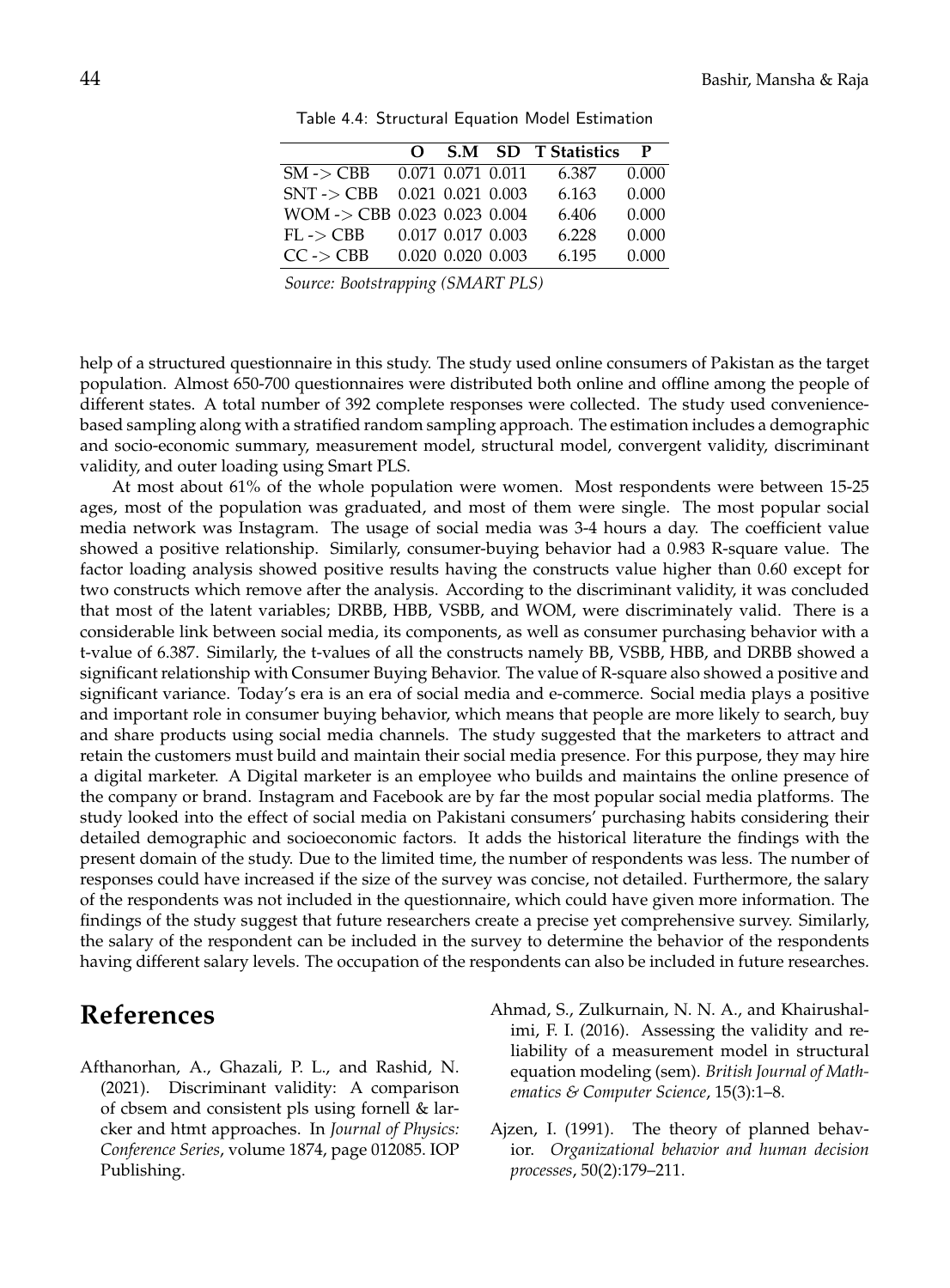Table 4.4: Structural Equation Model Estimation

| | O | S.M | SD | T Statistics | P |
|---|---|---|---|---|---|
| SM -> CBB | 0.071 | 0.071 | 0.011 | 6.387 | 0.000 |
| SNT -> CBB | 0.021 | 0.021 | 0.003 | 6.163 | 0.000 |
| WOM -> CBB | 0.023 | 0.023 | 0.004 | 6.406 | 0.000 |
| FL -> CBB | 0.017 | 0.017 | 0.003 | 6.228 | 0.000 |
| CC -> CBB | 0.020 | 0.020 | 0.003 | 6.195 | 0.000 |

*Source: Bootstrapping (SMART PLS)*

help of a structured questionnaire in this study. The study used online consumers of Pakistan as the target population. Almost 650-700 questionnaires were distributed both online and offline among the people of different states. A total number of 392 complete responses were collected. The study used convenience-based sampling along with a stratified random sampling approach. The estimation includes a demographic and socio-economic summary, measurement model, structural model, convergent validity, discriminant validity, and outer loading using Smart PLS.

At most about 61% of the whole population were women. Most respondents were between 15-25 ages, most of the population was graduated, and most of them were single. The most popular social media network was Instagram. The usage of social media was 3-4 hours a day. The coefficient value showed a positive relationship. Similarly, consumer-buying behavior had a 0.983 R-square value. The factor loading analysis showed positive results having the constructs value higher than 0.60 except for two constructs which remove after the analysis. According to the discriminant validity, it was concluded that most of the latent variables; DRBB, HBB, VSBB, and WOM, were discriminately valid. There is a considerable link between social media, its components, as well as consumer purchasing behavior with a t-value of 6.387. Similarly, the t-values of all the constructs namely BB, VSBB, HBB, and DRBB showed a significant relationship with Consumer Buying Behavior. The value of R-square also showed a positive and significant variance. Today's era is an era of social media and e-commerce. Social media plays a positive and important role in consumer buying behavior, which means that people are more likely to search, buy and share products using social media channels. The study suggested that the marketers to attract and retain the customers must build and maintain their social media presence. For this purpose, they may hire a digital marketer. A Digital marketer is an employee who builds and maintains the online presence of the company or brand. Instagram and Facebook are by far the most popular social media platforms. The study looked into the effect of social media on Pakistani consumers' purchasing habits considering their detailed demographic and socioeconomic factors. It adds the historical literature the findings with the present domain of the study. Due to the limited time, the number of respondents was less. The number of responses could have increased if the size of the survey was concise, not detailed. Furthermore, the salary of the respondents was not included in the questionnaire, which could have given more information. The findings of the study suggest that future researchers create a precise yet comprehensive survey. Similarly, the salary of the respondent can be included in the survey to determine the behavior of the respondents having different salary levels. The occupation of the respondents can also be included in future researches.

# References

Afthanorhan, A., Ghazali, P. L., and Rashid, N. (2021). Discriminant validity: A comparison of cbsem and consistent pls using fornell & larcker and htmt approaches. In *Journal of Physics: Conference Series*, volume 1874, page 012085. IOP Publishing.

Ahmad, S., Zulkurnain, N. N. A., and Khairushalimi, F. I. (2016). Assessing the validity and reliability of a measurement model in structural equation modeling (sem). *British Journal of Mathematics & Computer Science*, 15(3):1–8.

Ajzen, I. (1991). The theory of planned behavior. *Organizational behavior and human decision processes*, 50(2):179–211.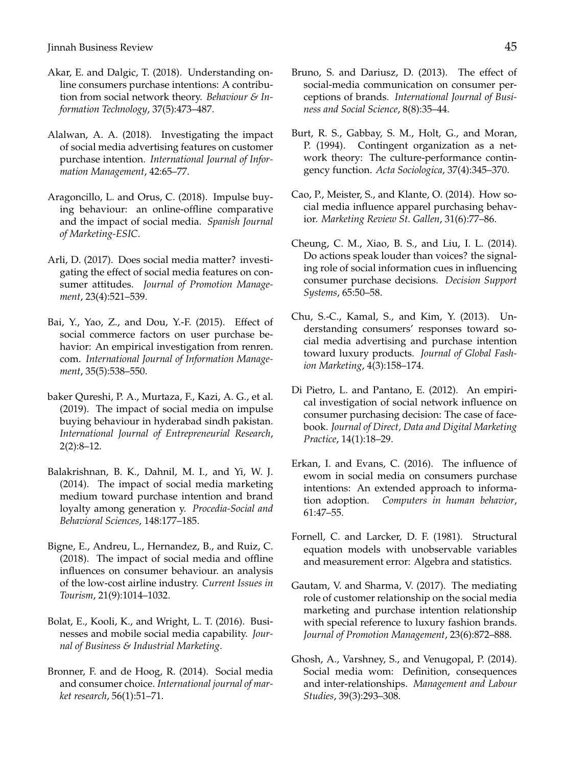Akar, E. and Dalgic, T. (2018). Understanding online consumers purchase intentions: A contribution from social network theory. *Behaviour & Information Technology*, 37(5):473–487.

Alalwan, A. A. (2018). Investigating the impact of social media advertising features on customer purchase intention. *International Journal of Information Management*, 42:65–77.

Aragoncillo, L. and Orus, C. (2018). Impulse buying behaviour: an online-offline comparative and the impact of social media. *Spanish Journal of Marketing-ESIC*.

Arli, D. (2017). Does social media matter? investigating the effect of social media features on consumer attitudes. *Journal of Promotion Management*, 23(4):521–539.

Bai, Y., Yao, Z., and Dou, Y.-F. (2015). Effect of social commerce factors on user purchase behavior: An empirical investigation from renren. com. *International Journal of Information Management*, 35(5):538–550.

baker Qureshi, P. A., Murtaza, F., Kazi, A. G., et al. (2019). The impact of social media on impulse buying behaviour in hyderabad sindh pakistan. *International Journal of Entrepreneurial Research*, 2(2):8–12.

Balakrishnan, B. K., Dahnil, M. I., and Yi, W. J. (2014). The impact of social media marketing medium toward purchase intention and brand loyalty among generation y. *Procedia-Social and Behavioral Sciences*, 148:177–185.

Bigne, E., Andreu, L., Hernandez, B., and Ruiz, C. (2018). The impact of social media and offline influences on consumer behaviour. an analysis of the low-cost airline industry. *Current Issues in Tourism*, 21(9):1014–1032.

Bolat, E., Kooli, K., and Wright, L. T. (2016). Businesses and mobile social media capability. *Journal of Business & Industrial Marketing*.

Bronner, F. and de Hoog, R. (2014). Social media and consumer choice. *International journal of market research*, 56(1):51–71.

Bruno, S. and Dariusz, D. (2013). The effect of social-media communication on consumer perceptions of brands. *International Journal of Business and Social Science*, 8(8):35–44.

Burt, R. S., Gabbay, S. M., Holt, G., and Moran, P. (1994). Contingent organization as a network theory: The culture-performance contingency function. *Acta Sociologica*, 37(4):345–370.

Cao, P., Meister, S., and Klante, O. (2014). How social media influence apparel purchasing behavior. *Marketing Review St. Gallen*, 31(6):77–86.

Cheung, C. M., Xiao, B. S., and Liu, I. L. (2014). Do actions speak louder than voices? the signaling role of social information cues in influencing consumer purchase decisions. *Decision Support Systems*, 65:50–58.

Chu, S.-C., Kamal, S., and Kim, Y. (2013). Understanding consumers' responses toward social media advertising and purchase intention toward luxury products. *Journal of Global Fashion Marketing*, 4(3):158–174.

Di Pietro, L. and Pantano, E. (2012). An empirical investigation of social network influence on consumer purchasing decision: The case of facebook. *Journal of Direct, Data and Digital Marketing Practice*, 14(1):18–29.

Erkan, I. and Evans, C. (2016). The influence of ewom in social media on consumers purchase intentions: An extended approach to information adoption. *Computers in human behavior*, 61:47–55.

Fornell, C. and Larcker, D. F. (1981). Structural equation models with unobservable variables and measurement error: Algebra and statistics.

Gautam, V. and Sharma, V. (2017). The mediating role of customer relationship on the social media marketing and purchase intention relationship with special reference to luxury fashion brands. *Journal of Promotion Management*, 23(6):872–888.

Ghosh, A., Varshney, S., and Venugopal, P. (2014). Social media wom: Definition, consequences and inter-relationships. *Management and Labour Studies*, 39(3):293–308.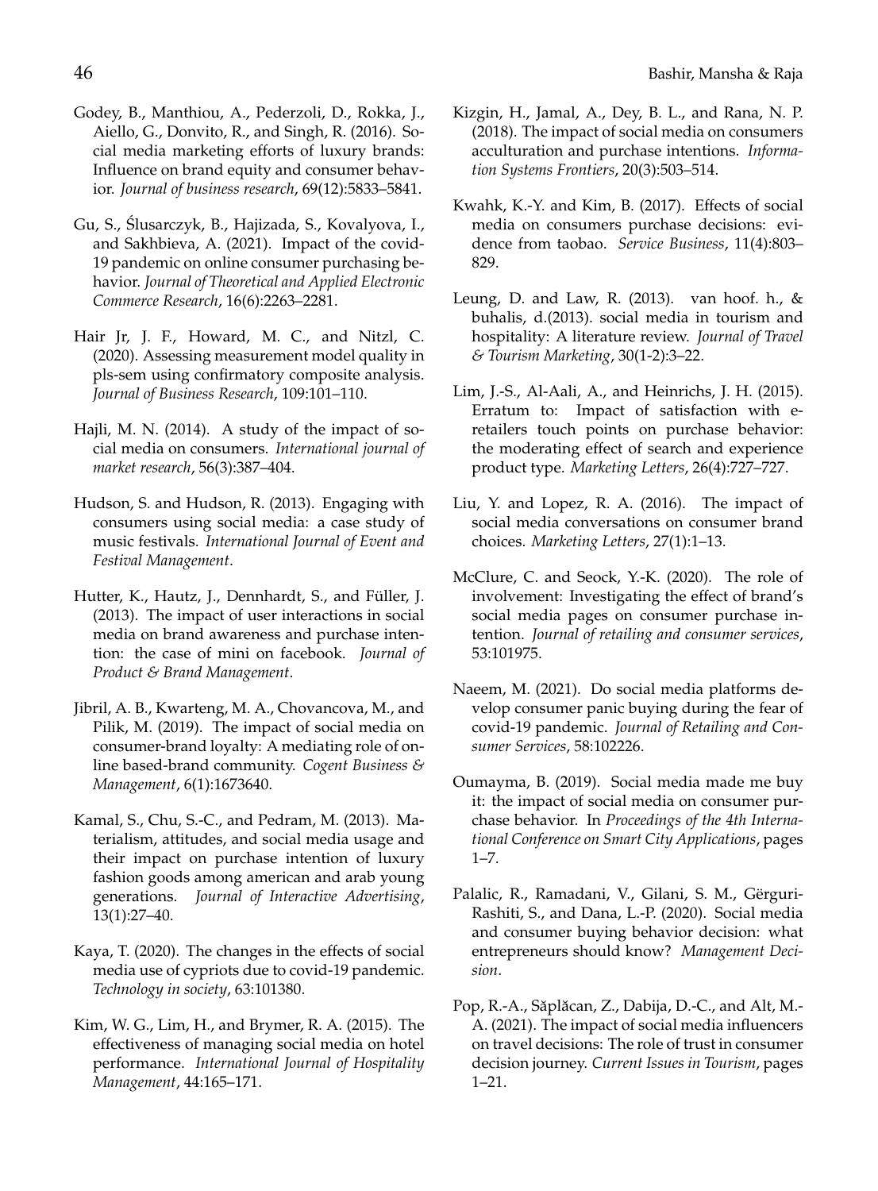Godey, B., Manthiou, A., Pederzoli, D., Rokka, J., Aiello, G., Donvito, R., and Singh, R. (2016). Social media marketing efforts of luxury brands: Influence on brand equity and consumer behavior. *Journal of business research*, 69(12):5833–5841.

Gu, S., Ślusarczyk, B., Hajizada, S., Kovalyova, I., and Sakhbieva, A. (2021). Impact of the covid-19 pandemic on online consumer purchasing behavior. *Journal of Theoretical and Applied Electronic Commerce Research*, 16(6):2263–2281.

Hair Jr, J. F., Howard, M. C., and Nitzl, C. (2020). Assessing measurement model quality in pls-sem using confirmatory composite analysis. *Journal of Business Research*, 109:101–110.

Hajli, M. N. (2014). A study of the impact of social media on consumers. *International journal of market research*, 56(3):387–404.

Hudson, S. and Hudson, R. (2013). Engaging with consumers using social media: a case study of music festivals. *International Journal of Event and Festival Management*.

Hutter, K., Hautz, J., Dennhardt, S., and Füller, J. (2013). The impact of user interactions in social media on brand awareness and purchase intention: the case of mini on facebook. *Journal of Product & Brand Management*.

Jibril, A. B., Kwarteng, M. A., Chovancova, M., and Pilik, M. (2019). The impact of social media on consumer-brand loyalty: A mediating role of online based-brand community. *Cogent Business & Management*, 6(1):1673640.

Kamal, S., Chu, S.-C., and Pedram, M. (2013). Materialism, attitudes, and social media usage and their impact on purchase intention of luxury fashion goods among american and arab young generations. *Journal of Interactive Advertising*, 13(1):27–40.

Kaya, T. (2020). The changes in the effects of social media use of cypriots due to covid-19 pandemic. *Technology in society*, 63:101380.

Kim, W. G., Lim, H., and Brymer, R. A. (2015). The effectiveness of managing social media on hotel performance. *International Journal of Hospitality Management*, 44:165–171.

Kizgin, H., Jamal, A., Dey, B. L., and Rana, N. P. (2018). The impact of social media on consumers acculturation and purchase intentions. *Information Systems Frontiers*, 20(3):503–514.

Kwahk, K.-Y. and Kim, B. (2017). Effects of social media on consumers purchase decisions: evidence from taobao. *Service Business*, 11(4):803–829.

Leung, D. and Law, R. (2013). van hoof. h., & buhalis, d.(2013). social media in tourism and hospitality: A literature review. *Journal of Travel & Tourism Marketing*, 30(1-2):3–22.

Lim, J.-S., Al-Aali, A., and Heinrichs, J. H. (2015). Erratum to: Impact of satisfaction with e-retailers touch points on purchase behavior: the moderating effect of search and experience product type. *Marketing Letters*, 26(4):727–727.

Liu, Y. and Lopez, R. A. (2016). The impact of social media conversations on consumer brand choices. *Marketing Letters*, 27(1):1–13.

McClure, C. and Seock, Y.-K. (2020). The role of involvement: Investigating the effect of brand's social media pages on consumer purchase intention. *Journal of retailing and consumer services*, 53:101975.

Naeem, M. (2021). Do social media platforms develop consumer panic buying during the fear of covid-19 pandemic. *Journal of Retailing and Consumer Services*, 58:102226.

Oumayma, B. (2019). Social media made me buy it: the impact of social media on consumer purchase behavior. In *Proceedings of the 4th International Conference on Smart City Applications*, pages 1–7.

Palalic, R., Ramadani, V., Gilani, S. M., Gërguri-Rashiti, S., and Dana, L.-P. (2020). Social media and consumer buying behavior decision: what entrepreneurs should know? *Management Decision*.

Pop, R.-A., Săplăcan, Z., Dabija, D.-C., and Alt, M.-A. (2021). The impact of social media influencers on travel decisions: The role of trust in consumer decision journey. *Current Issues in Tourism*, pages 1–21.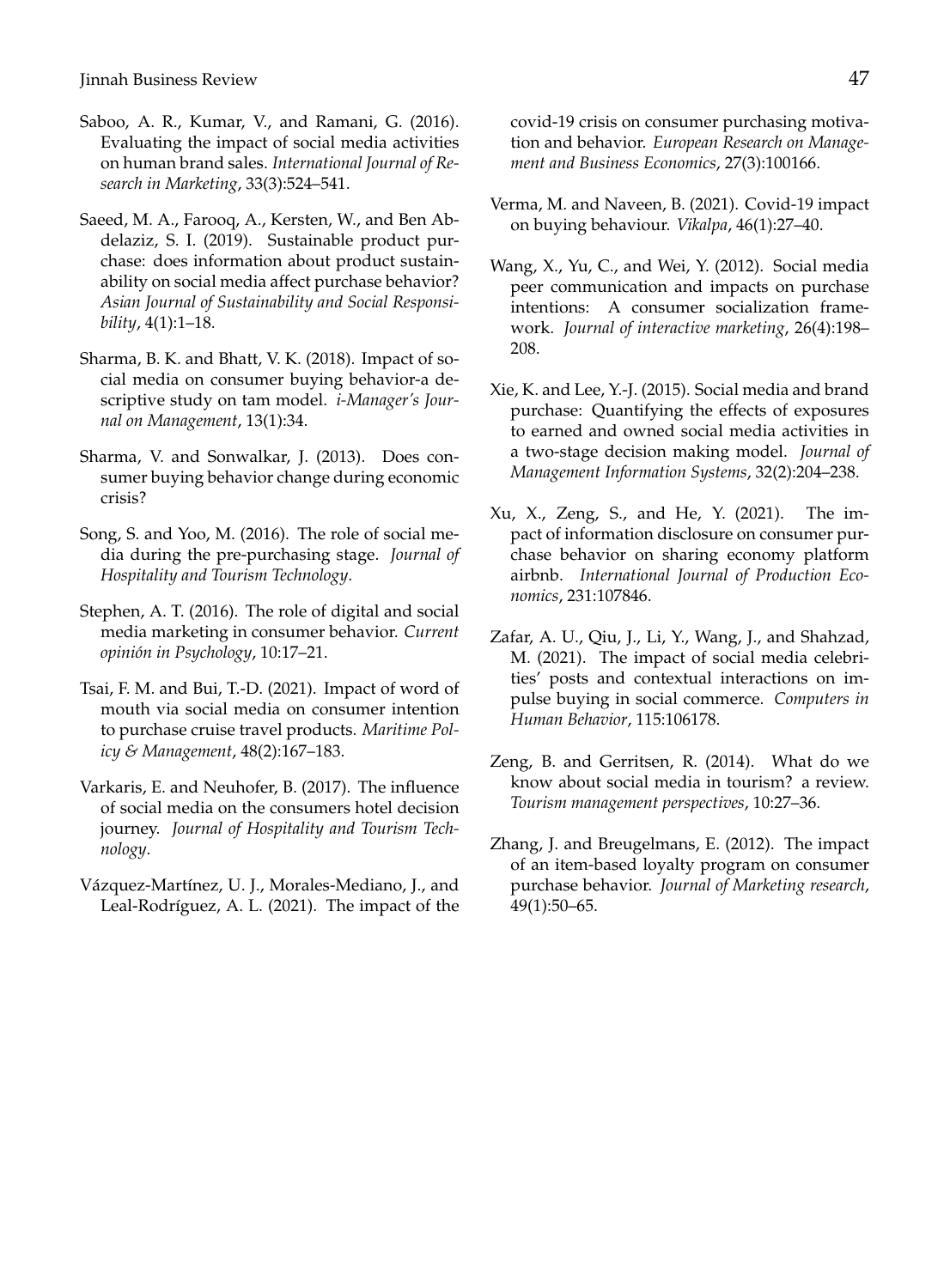Saboo, A. R., Kumar, V., and Ramani, G. (2016). Evaluating the impact of social media activities on human brand sales. *International Journal of Research in Marketing*, 33(3):524–541.

Saeed, M. A., Farooq, A., Kersten, W., and Ben Abdelaziz, S. I. (2019). Sustainable product purchase: does information about product sustainability on social media affect purchase behavior? *Asian Journal of Sustainability and Social Responsibility*, 4(1):1–18.

Sharma, B. K. and Bhatt, V. K. (2018). Impact of social media on consumer buying behavior-a descriptive study on tam model. *i-Manager's Journal on Management*, 13(1):34.

Sharma, V. and Sonwalkar, J. (2013). Does consumer buying behavior change during economic crisis?

Song, S. and Yoo, M. (2016). The role of social media during the pre-purchasing stage. *Journal of Hospitality and Tourism Technology*.

Stephen, A. T. (2016). The role of digital and social media marketing in consumer behavior. *Current opinión in Psychology*, 10:17–21.

Tsai, F. M. and Bui, T.-D. (2021). Impact of word of mouth via social media on consumer intention to purchase cruise travel products. *Maritime Policy & Management*, 48(2):167–183.

Varkaris, E. and Neuhofer, B. (2017). The influence of social media on the consumers hotel decision journey. *Journal of Hospitality and Tourism Technology*.

Vázquez-Martínez, U. J., Morales-Mediano, J., and Leal-Rodríguez, A. L. (2021). The impact of the covid-19 crisis on consumer purchasing motivation and behavior. *European Research on Management and Business Economics*, 27(3):100166.

Verma, M. and Naveen, B. (2021). Covid-19 impact on buying behaviour. *Vikalpa*, 46(1):27–40.

Wang, X., Yu, C., and Wei, Y. (2012). Social media peer communication and impacts on purchase intentions: A consumer socialization framework. *Journal of interactive marketing*, 26(4):198–208.

Xie, K. and Lee, Y.-J. (2015). Social media and brand purchase: Quantifying the effects of exposures to earned and owned social media activities in a two-stage decision making model. *Journal of Management Information Systems*, 32(2):204–238.

Xu, X., Zeng, S., and He, Y. (2021). The impact of information disclosure on consumer purchase behavior on sharing economy platform airbnb. *International Journal of Production Economics*, 231:107846.

Zafar, A. U., Qiu, J., Li, Y., Wang, J., and Shahzad, M. (2021). The impact of social media celebrities' posts and contextual interactions on impulse buying in social commerce. *Computers in Human Behavior*, 115:106178.

Zeng, B. and Gerritsen, R. (2014). What do we know about social media in tourism? a review. *Tourism management perspectives*, 10:27–36.

Zhang, J. and Breugelmans, E. (2012). The impact of an item-based loyalty program on consumer purchase behavior. *Journal of Marketing research*, 49(1):50–65.